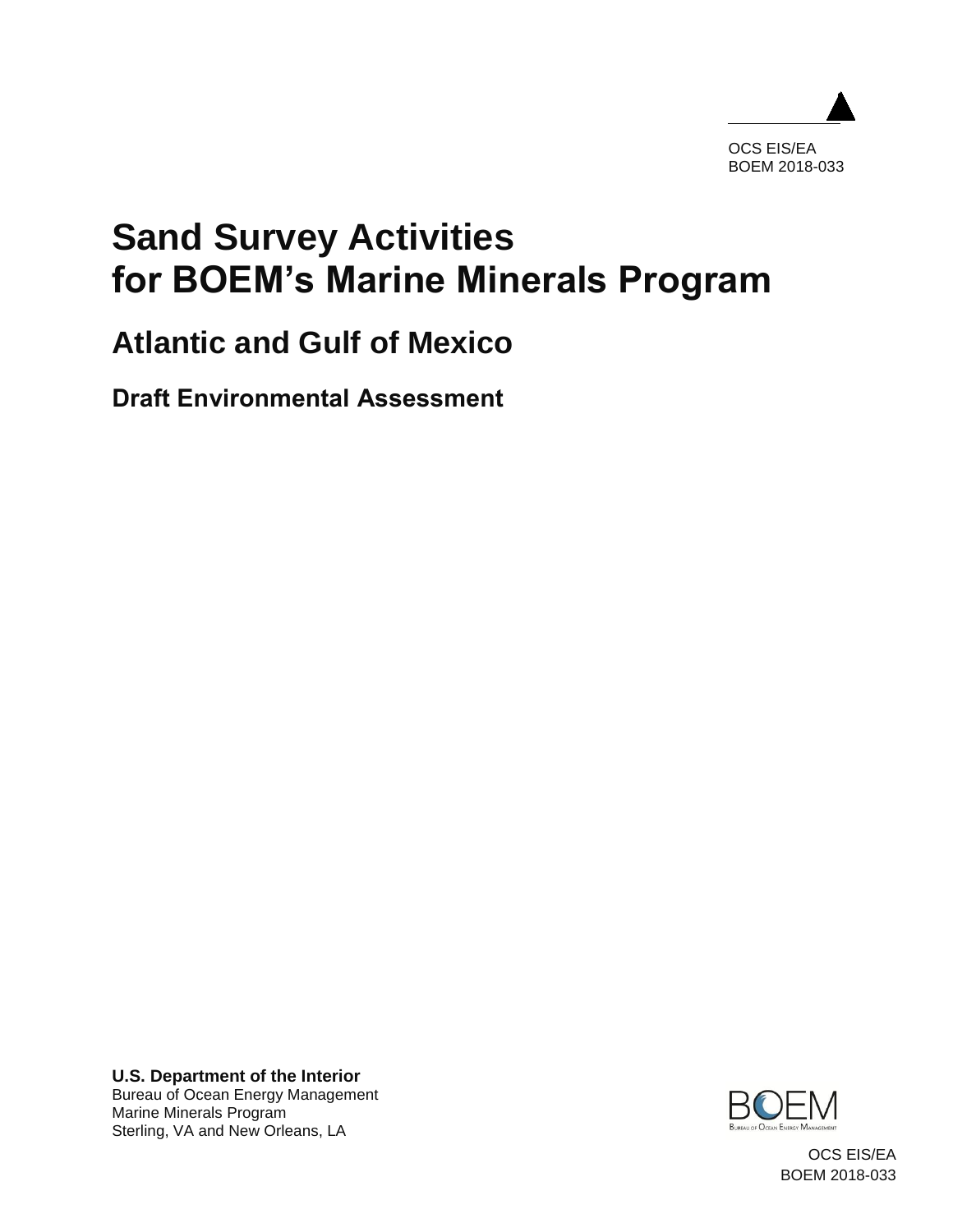OCS EIS/EA
BOEM 2018-033

# Sand Survey Activities for BOEM's Marine Minerals Program

## Atlantic and Gulf of Mexico

### Draft Environmental Assessment

**U.S. Department of the Interior**
Bureau of Ocean Energy Management
Marine Minerals Program
Sterling, VA and New Orleans, LA

BOEM
Bureau of Ocean Energy Management

OCS EIS/EA
BOEM 2018-033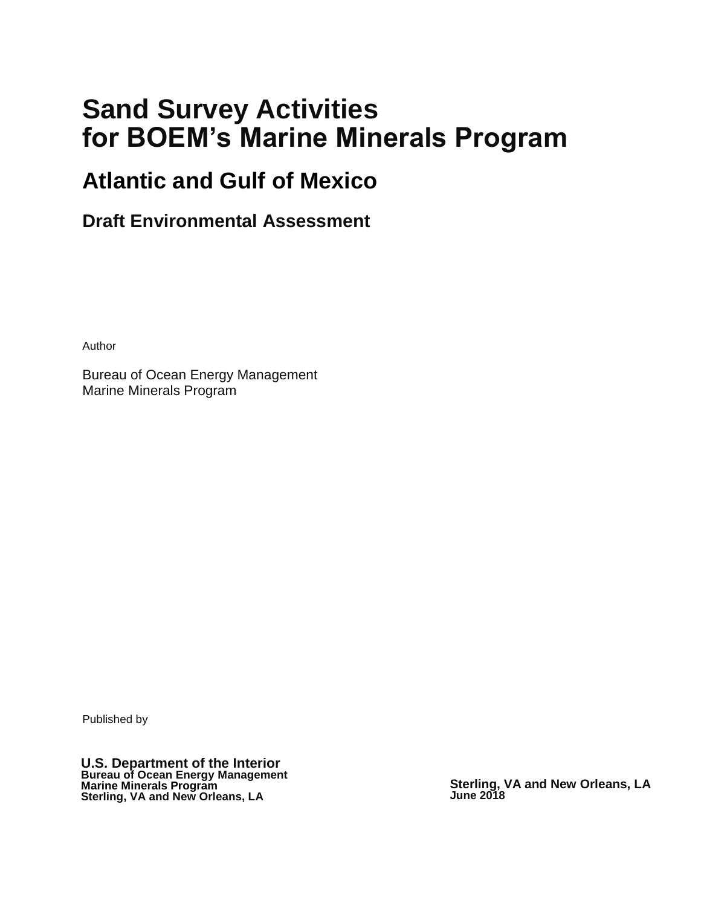# Sand Survey Activities for BOEM's Marine Minerals Program

## Atlantic and Gulf of Mexico

### Draft Environmental Assessment

Author

Bureau of Ocean Energy Management
Marine Minerals Program

Published by

**U.S. Department of the Interior**
**Bureau of Ocean Energy Management**
**Marine Minerals Program**
**Sterling, VA and New Orleans, LA**

**Sterling, VA and New Orleans, LA**
**June 2018**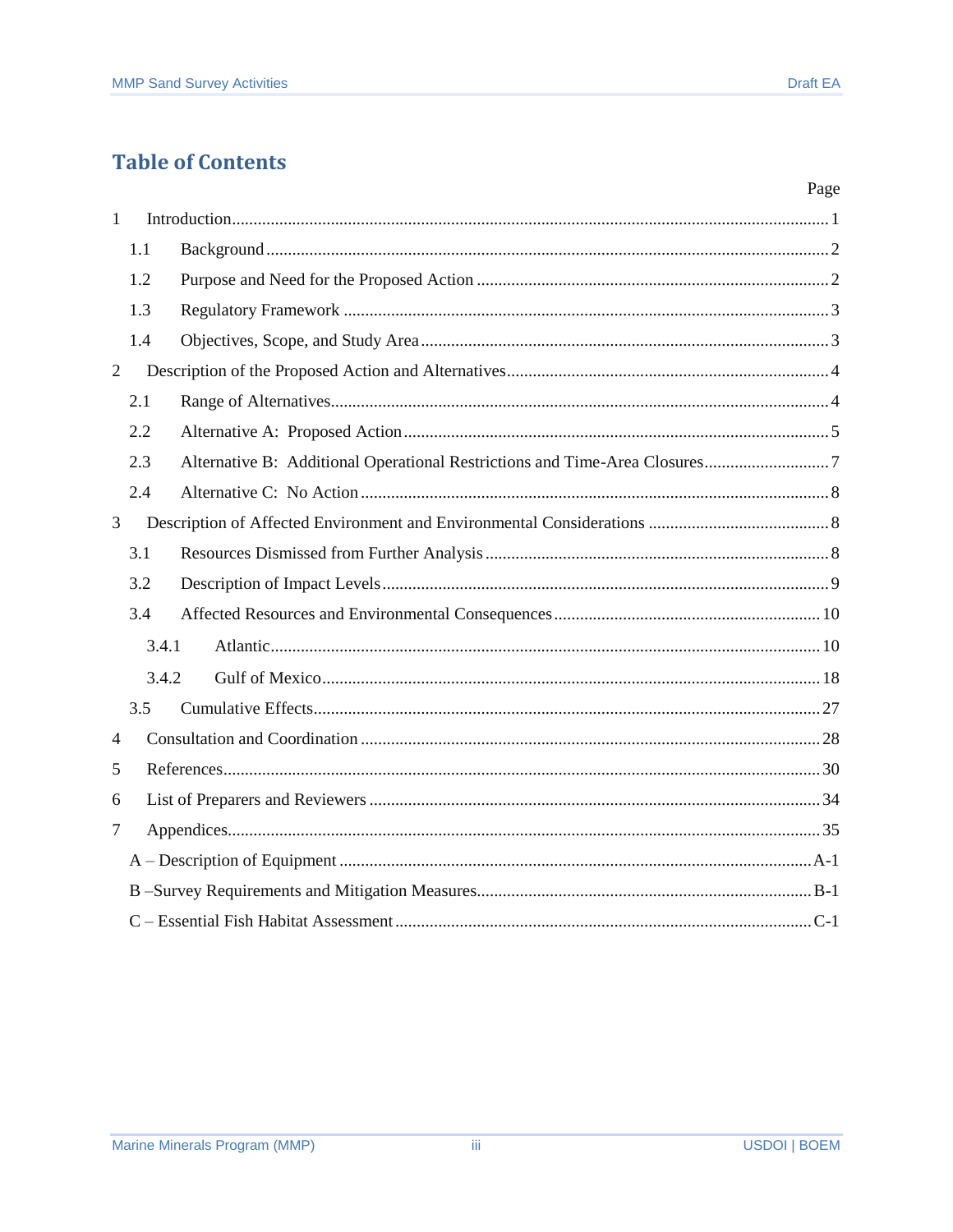# Table of Contents

Page

1 Introduction ..... 1

  1.1 Background ..... 2

  1.2 Purpose and Need for the Proposed Action ..... 2

  1.3 Regulatory Framework ..... 3

  1.4 Objectives, Scope, and Study Area ..... 3

2 Description of the Proposed Action and Alternatives ..... 4

  2.1 Range of Alternatives ..... 4

  2.2 Alternative A: Proposed Action ..... 5

  2.3 Alternative B: Additional Operational Restrictions and Time-Area Closures ..... 7

  2.4 Alternative C: No Action ..... 8

3 Description of Affected Environment and Environmental Considerations ..... 8

  3.1 Resources Dismissed from Further Analysis ..... 8

  3.2 Description of Impact Levels ..... 9

  3.4 Affected Resources and Environmental Consequences ..... 10

    3.4.1 Atlantic ..... 10

    3.4.2 Gulf of Mexico ..... 18

  3.5 Cumulative Effects ..... 27

4 Consultation and Coordination ..... 28

5 References ..... 30

6 List of Preparers and Reviewers ..... 34

7 Appendices ..... 35

  A – Description of Equipment ..... A-1

  B –Survey Requirements and Mitigation Measures ..... B-1

  C – Essential Fish Habitat Assessment ..... C-1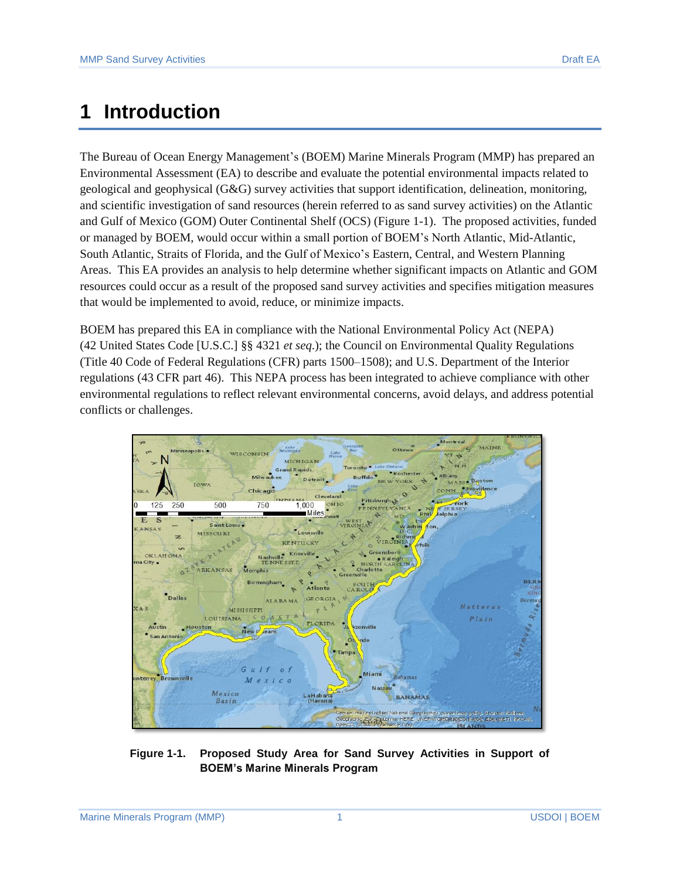# 1 Introduction

The Bureau of Ocean Energy Management's (BOEM) Marine Minerals Program (MMP) has prepared an Environmental Assessment (EA) to describe and evaluate the potential environmental impacts related to geological and geophysical (G&G) survey activities that support identification, delineation, monitoring, and scientific investigation of sand resources (herein referred to as sand survey activities) on the Atlantic and Gulf of Mexico (GOM) Outer Continental Shelf (OCS) (Figure 1-1). The proposed activities, funded or managed by BOEM, would occur within a small portion of BOEM's North Atlantic, Mid-Atlantic, South Atlantic, Straits of Florida, and the Gulf of Mexico's Eastern, Central, and Western Planning Areas. This EA provides an analysis to help determine whether significant impacts on Atlantic and GOM resources could occur as a result of the proposed sand survey activities and specifies mitigation measures that would be implemented to avoid, reduce, or minimize impacts.

BOEM has prepared this EA in compliance with the National Environmental Policy Act (NEPA) (42 United States Code [U.S.C.] §§ 4321 *et seq.*); the Council on Environmental Quality Regulations (Title 40 Code of Federal Regulations (CFR) parts 1500–1508); and U.S. Department of the Interior regulations (43 CFR part 46). This NEPA process has been integrated to achieve compliance with other environmental regulations to reflect relevant environmental concerns, avoid delays, and address potential conflicts or challenges.

**Figure 1-1. Proposed Study Area for Sand Survey Activities in Support of BOEM's Marine Minerals Program**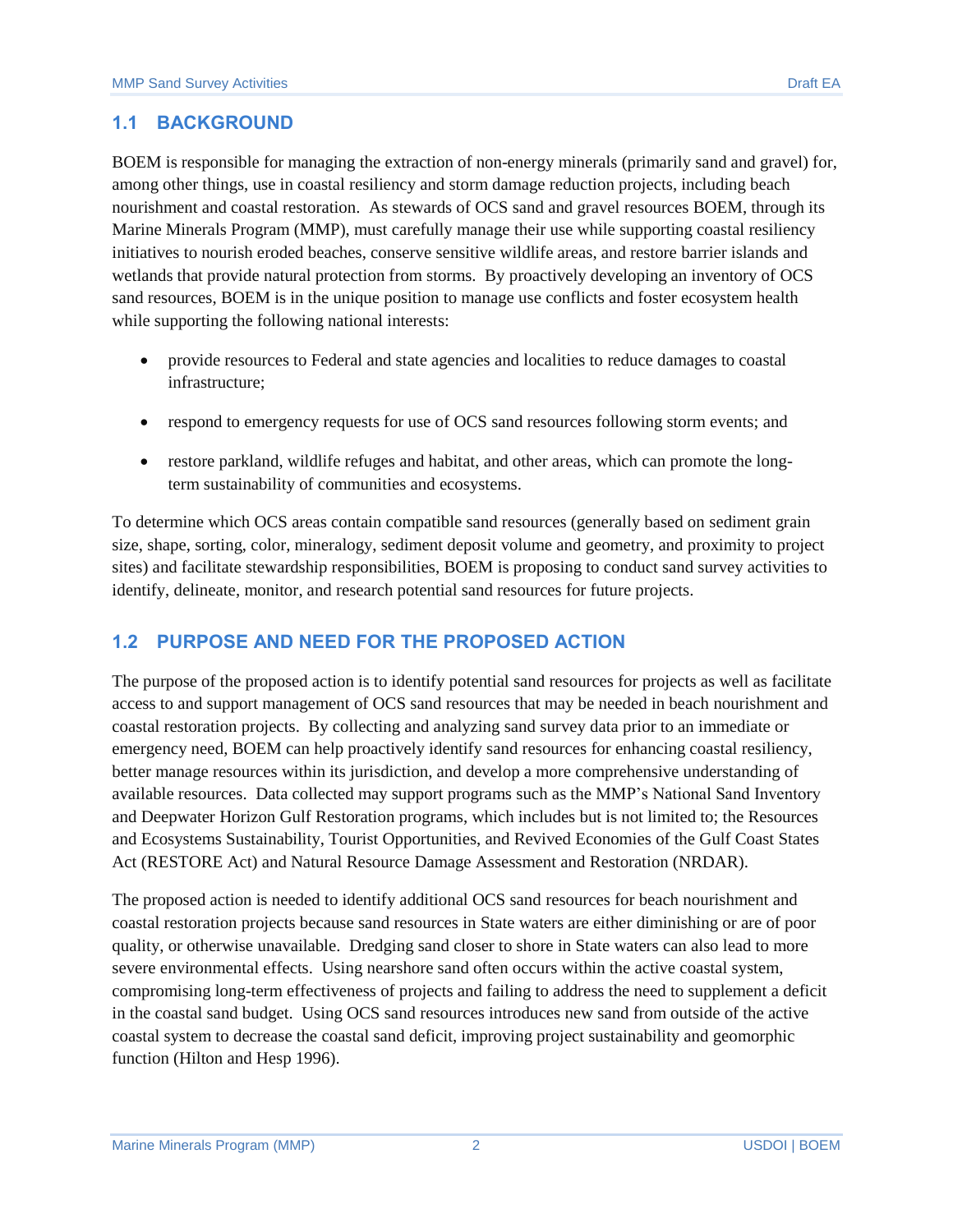## 1.1 BACKGROUND

BOEM is responsible for managing the extraction of non-energy minerals (primarily sand and gravel) for, among other things, use in coastal resiliency and storm damage reduction projects, including beach nourishment and coastal restoration. As stewards of OCS sand and gravel resources BOEM, through its Marine Minerals Program (MMP), must carefully manage their use while supporting coastal resiliency initiatives to nourish eroded beaches, conserve sensitive wildlife areas, and restore barrier islands and wetlands that provide natural protection from storms. By proactively developing an inventory of OCS sand resources, BOEM is in the unique position to manage use conflicts and foster ecosystem health while supporting the following national interests:

- provide resources to Federal and state agencies and localities to reduce damages to coastal infrastructure;
- respond to emergency requests for use of OCS sand resources following storm events; and
- restore parkland, wildlife refuges and habitat, and other areas, which can promote the long-term sustainability of communities and ecosystems.

To determine which OCS areas contain compatible sand resources (generally based on sediment grain size, shape, sorting, color, mineralogy, sediment deposit volume and geometry, and proximity to project sites) and facilitate stewardship responsibilities, BOEM is proposing to conduct sand survey activities to identify, delineate, monitor, and research potential sand resources for future projects.

## 1.2 PURPOSE AND NEED FOR THE PROPOSED ACTION

The purpose of the proposed action is to identify potential sand resources for projects as well as facilitate access to and support management of OCS sand resources that may be needed in beach nourishment and coastal restoration projects. By collecting and analyzing sand survey data prior to an immediate or emergency need, BOEM can help proactively identify sand resources for enhancing coastal resiliency, better manage resources within its jurisdiction, and develop a more comprehensive understanding of available resources. Data collected may support programs such as the MMP's National Sand Inventory and Deepwater Horizon Gulf Restoration programs, which includes but is not limited to; the Resources and Ecosystems Sustainability, Tourist Opportunities, and Revived Economies of the Gulf Coast States Act (RESTORE Act) and Natural Resource Damage Assessment and Restoration (NRDAR).

The proposed action is needed to identify additional OCS sand resources for beach nourishment and coastal restoration projects because sand resources in State waters are either diminishing or are of poor quality, or otherwise unavailable. Dredging sand closer to shore in State waters can also lead to more severe environmental effects. Using nearshore sand often occurs within the active coastal system, compromising long-term effectiveness of projects and failing to address the need to supplement a deficit in the coastal sand budget. Using OCS sand resources introduces new sand from outside of the active coastal system to decrease the coastal sand deficit, improving project sustainability and geomorphic function (Hilton and Hesp 1996).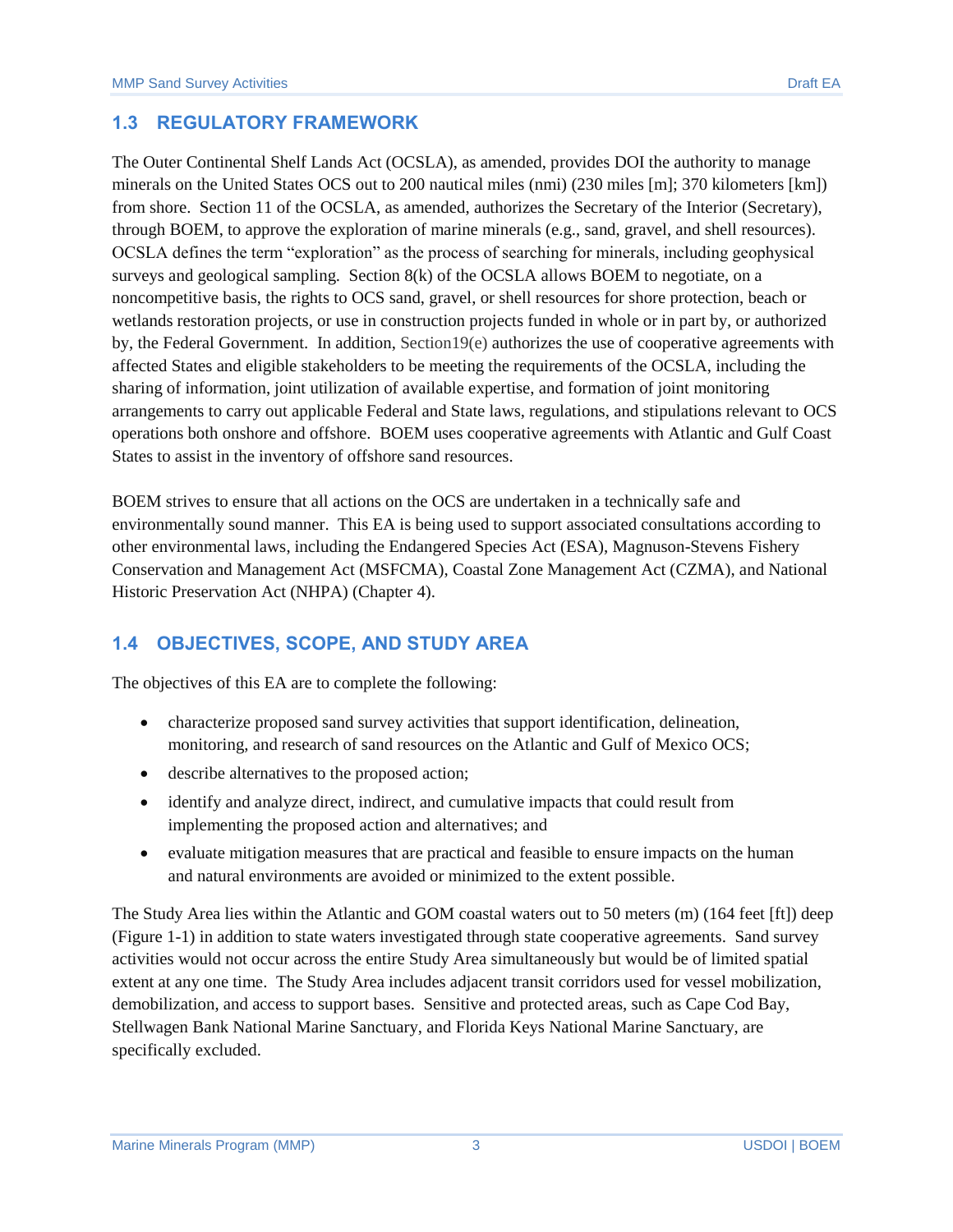## 1.3 REGULATORY FRAMEWORK

The Outer Continental Shelf Lands Act (OCSLA), as amended, provides DOI the authority to manage minerals on the United States OCS out to 200 nautical miles (nmi) (230 miles [m]; 370 kilometers [km]) from shore. Section 11 of the OCSLA, as amended, authorizes the Secretary of the Interior (Secretary), through BOEM, to approve the exploration of marine minerals (e.g., sand, gravel, and shell resources). OCSLA defines the term "exploration" as the process of searching for minerals, including geophysical surveys and geological sampling. Section 8(k) of the OCSLA allows BOEM to negotiate, on a noncompetitive basis, the rights to OCS sand, gravel, or shell resources for shore protection, beach or wetlands restoration projects, or use in construction projects funded in whole or in part by, or authorized by, the Federal Government. In addition, Section19(e) authorizes the use of cooperative agreements with affected States and eligible stakeholders to be meeting the requirements of the OCSLA, including the sharing of information, joint utilization of available expertise, and formation of joint monitoring arrangements to carry out applicable Federal and State laws, regulations, and stipulations relevant to OCS operations both onshore and offshore. BOEM uses cooperative agreements with Atlantic and Gulf Coast States to assist in the inventory of offshore sand resources.

BOEM strives to ensure that all actions on the OCS are undertaken in a technically safe and environmentally sound manner. This EA is being used to support associated consultations according to other environmental laws, including the Endangered Species Act (ESA), Magnuson-Stevens Fishery Conservation and Management Act (MSFCMA), Coastal Zone Management Act (CZMA), and National Historic Preservation Act (NHPA) (Chapter 4).

## 1.4 OBJECTIVES, SCOPE, AND STUDY AREA

The objectives of this EA are to complete the following:

- characterize proposed sand survey activities that support identification, delineation, monitoring, and research of sand resources on the Atlantic and Gulf of Mexico OCS;
- describe alternatives to the proposed action;
- identify and analyze direct, indirect, and cumulative impacts that could result from implementing the proposed action and alternatives; and
- evaluate mitigation measures that are practical and feasible to ensure impacts on the human and natural environments are avoided or minimized to the extent possible.

The Study Area lies within the Atlantic and GOM coastal waters out to 50 meters (m) (164 feet [ft]) deep (Figure 1-1) in addition to state waters investigated through state cooperative agreements. Sand survey activities would not occur across the entire Study Area simultaneously but would be of limited spatial extent at any one time. The Study Area includes adjacent transit corridors used for vessel mobilization, demobilization, and access to support bases. Sensitive and protected areas, such as Cape Cod Bay, Stellwagen Bank National Marine Sanctuary, and Florida Keys National Marine Sanctuary, are specifically excluded.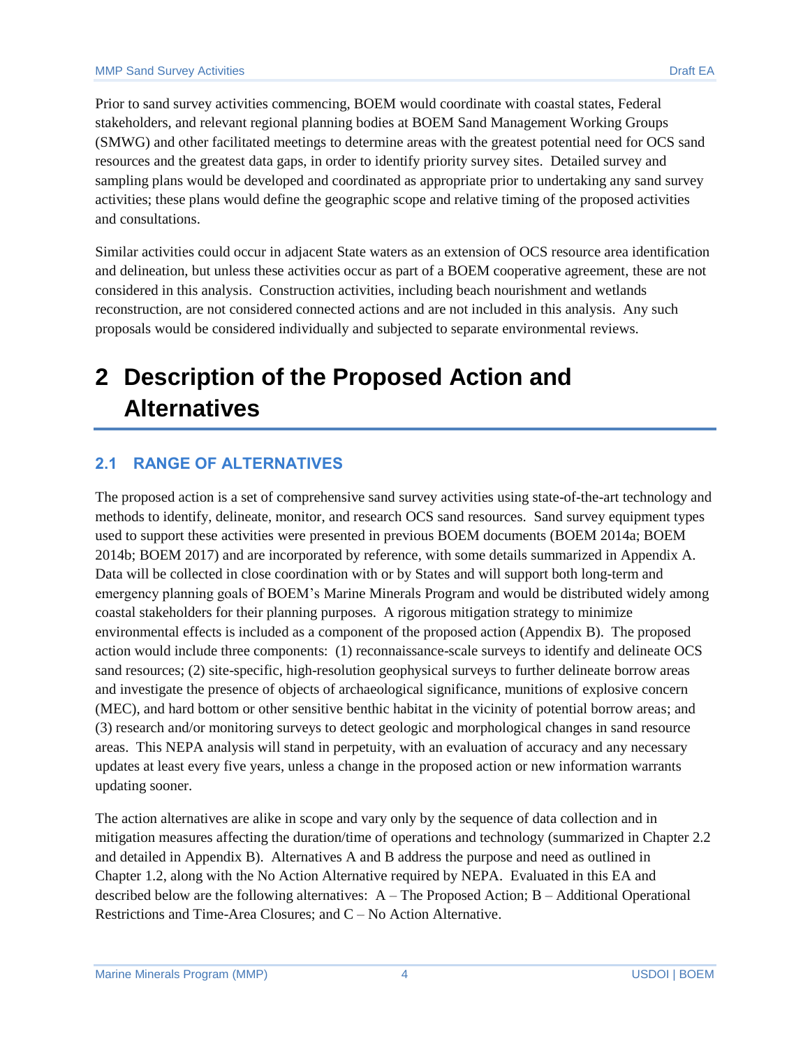Prior to sand survey activities commencing, BOEM would coordinate with coastal states, Federal stakeholders, and relevant regional planning bodies at BOEM Sand Management Working Groups (SMWG) and other facilitated meetings to determine areas with the greatest potential need for OCS sand resources and the greatest data gaps, in order to identify priority survey sites. Detailed survey and sampling plans would be developed and coordinated as appropriate prior to undertaking any sand survey activities; these plans would define the geographic scope and relative timing of the proposed activities and consultations.

Similar activities could occur in adjacent State waters as an extension of OCS resource area identification and delineation, but unless these activities occur as part of a BOEM cooperative agreement, these are not considered in this analysis. Construction activities, including beach nourishment and wetlands reconstruction, are not considered connected actions and are not included in this analysis. Any such proposals would be considered individually and subjected to separate environmental reviews.

# 2 Description of the Proposed Action and Alternatives

## 2.1 RANGE OF ALTERNATIVES

The proposed action is a set of comprehensive sand survey activities using state-of-the-art technology and methods to identify, delineate, monitor, and research OCS sand resources. Sand survey equipment types used to support these activities were presented in previous BOEM documents (BOEM 2014a; BOEM 2014b; BOEM 2017) and are incorporated by reference, with some details summarized in Appendix A. Data will be collected in close coordination with or by States and will support both long-term and emergency planning goals of BOEM's Marine Minerals Program and would be distributed widely among coastal stakeholders for their planning purposes. A rigorous mitigation strategy to minimize environmental effects is included as a component of the proposed action (Appendix B). The proposed action would include three components: (1) reconnaissance-scale surveys to identify and delineate OCS sand resources; (2) site-specific, high-resolution geophysical surveys to further delineate borrow areas and investigate the presence of objects of archaeological significance, munitions of explosive concern (MEC), and hard bottom or other sensitive benthic habitat in the vicinity of potential borrow areas; and (3) research and/or monitoring surveys to detect geologic and morphological changes in sand resource areas. This NEPA analysis will stand in perpetuity, with an evaluation of accuracy and any necessary updates at least every five years, unless a change in the proposed action or new information warrants updating sooner.

The action alternatives are alike in scope and vary only by the sequence of data collection and in mitigation measures affecting the duration/time of operations and technology (summarized in Chapter 2.2 and detailed in Appendix B). Alternatives A and B address the purpose and need as outlined in Chapter 1.2, along with the No Action Alternative required by NEPA. Evaluated in this EA and described below are the following alternatives: A – The Proposed Action; B – Additional Operational Restrictions and Time-Area Closures; and C – No Action Alternative.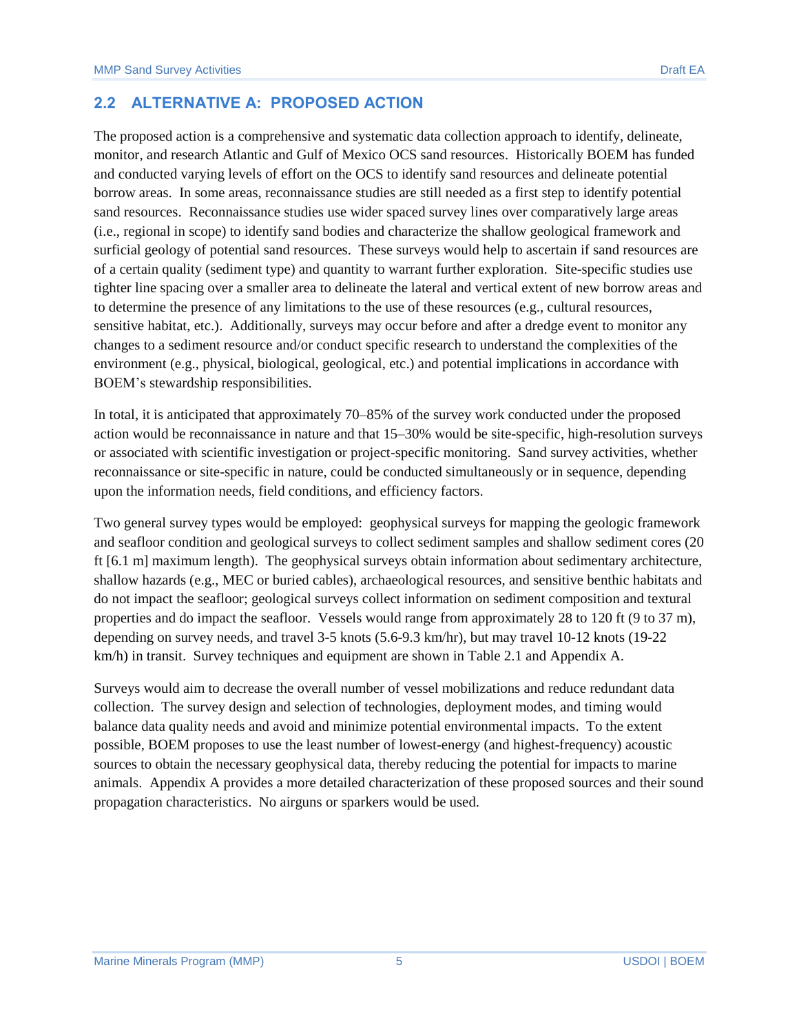## 2.2 ALTERNATIVE A: PROPOSED ACTION

The proposed action is a comprehensive and systematic data collection approach to identify, delineate, monitor, and research Atlantic and Gulf of Mexico OCS sand resources. Historically BOEM has funded and conducted varying levels of effort on the OCS to identify sand resources and delineate potential borrow areas. In some areas, reconnaissance studies are still needed as a first step to identify potential sand resources. Reconnaissance studies use wider spaced survey lines over comparatively large areas (i.e., regional in scope) to identify sand bodies and characterize the shallow geological framework and surficial geology of potential sand resources. These surveys would help to ascertain if sand resources are of a certain quality (sediment type) and quantity to warrant further exploration. Site-specific studies use tighter line spacing over a smaller area to delineate the lateral and vertical extent of new borrow areas and to determine the presence of any limitations to the use of these resources (e.g., cultural resources, sensitive habitat, etc.). Additionally, surveys may occur before and after a dredge event to monitor any changes to a sediment resource and/or conduct specific research to understand the complexities of the environment (e.g., physical, biological, geological, etc.) and potential implications in accordance with BOEM's stewardship responsibilities.

In total, it is anticipated that approximately 70–85% of the survey work conducted under the proposed action would be reconnaissance in nature and that 15–30% would be site-specific, high-resolution surveys or associated with scientific investigation or project-specific monitoring. Sand survey activities, whether reconnaissance or site-specific in nature, could be conducted simultaneously or in sequence, depending upon the information needs, field conditions, and efficiency factors.

Two general survey types would be employed: geophysical surveys for mapping the geologic framework and seafloor condition and geological surveys to collect sediment samples and shallow sediment cores (20 ft [6.1 m] maximum length). The geophysical surveys obtain information about sedimentary architecture, shallow hazards (e.g., MEC or buried cables), archaeological resources, and sensitive benthic habitats and do not impact the seafloor; geological surveys collect information on sediment composition and textural properties and do impact the seafloor. Vessels would range from approximately 28 to 120 ft (9 to 37 m), depending on survey needs, and travel 3-5 knots (5.6-9.3 km/hr), but may travel 10-12 knots (19-22 km/h) in transit. Survey techniques and equipment are shown in Table 2.1 and Appendix A.

Surveys would aim to decrease the overall number of vessel mobilizations and reduce redundant data collection. The survey design and selection of technologies, deployment modes, and timing would balance data quality needs and avoid and minimize potential environmental impacts. To the extent possible, BOEM proposes to use the least number of lowest-energy (and highest-frequency) acoustic sources to obtain the necessary geophysical data, thereby reducing the potential for impacts to marine animals. Appendix A provides a more detailed characterization of these proposed sources and their sound propagation characteristics. No airguns or sparkers would be used.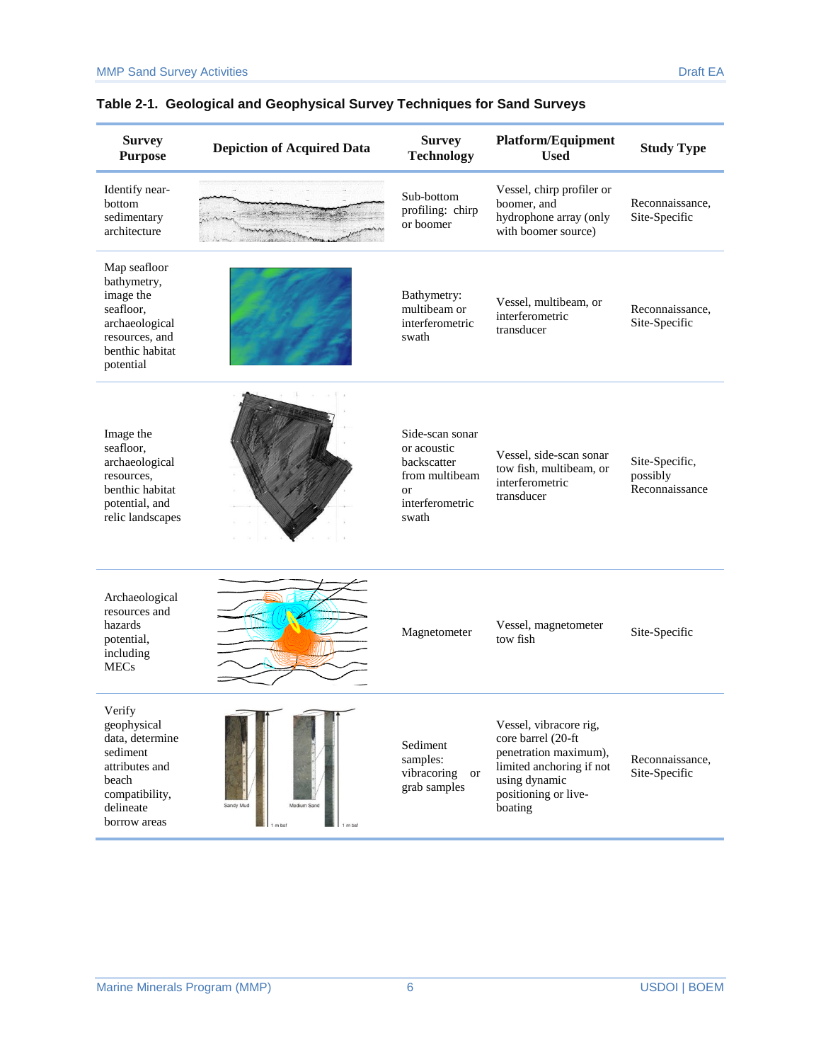**Table 2-1. Geological and Geophysical Survey Techniques for Sand Surveys**

| Survey Purpose | Depiction of Acquired Data | Survey Technology | Platform/Equipment Used | Study Type |
|---|---|---|---|---|
| Identify near-bottom sedimentary architecture | | Sub-bottom profiling: chirp or boomer | Vessel, chirp profiler or boomer, and hydrophone array (only with boomer source) | Reconnaissance, Site-Specific |
| Map seafloor bathymetry, image the seafloor, archaeological resources, and benthic habitat potential | | Bathymetry: multibeam or interferometric swath | Vessel, multibeam, or interferometric transducer | Reconnaissance, Site-Specific |
| Image the seafloor, archaeological resources, benthic habitat potential, and relic landscapes | | Side-scan sonar or acoustic backscatter from multibeam or interferometric swath | Vessel, side-scan sonar tow fish, multibeam, or interferometric transducer | Site-Specific, possibly Reconnaissance |
| Archaeological resources and hazards potential, including MECs | | Magnetometer | Vessel, magnetometer tow fish | Site-Specific |
| Verify geophysical data, determine sediment attributes and beach compatibility, delineate borrow areas | Sandy Mud; Medium Sand; 1 m bsf; 1 m bsf | Sediment samples: vibracoring or grab samples | Vessel, vibracore rig, core barrel (20-ft penetration maximum), limited anchoring if not using dynamic positioning or live-boating | Reconnaissance, Site-Specific |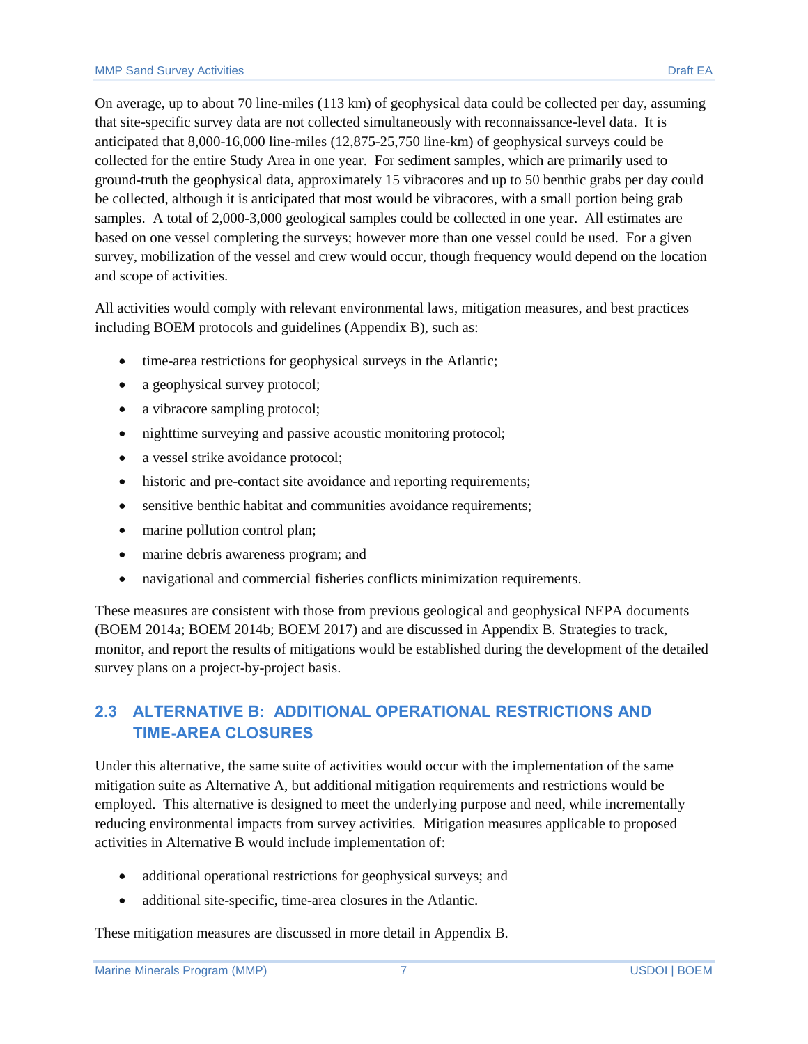On average, up to about 70 line-miles (113 km) of geophysical data could be collected per day, assuming that site-specific survey data are not collected simultaneously with reconnaissance-level data. It is anticipated that 8,000-16,000 line-miles (12,875-25,750 line-km) of geophysical surveys could be collected for the entire Study Area in one year. For sediment samples, which are primarily used to ground-truth the geophysical data, approximately 15 vibracores and up to 50 benthic grabs per day could be collected, although it is anticipated that most would be vibracores, with a small portion being grab samples. A total of 2,000-3,000 geological samples could be collected in one year. All estimates are based on one vessel completing the surveys; however more than one vessel could be used. For a given survey, mobilization of the vessel and crew would occur, though frequency would depend on the location and scope of activities.

All activities would comply with relevant environmental laws, mitigation measures, and best practices including BOEM protocols and guidelines (Appendix B), such as:

- time-area restrictions for geophysical surveys in the Atlantic;
- a geophysical survey protocol;
- a vibracore sampling protocol;
- nighttime surveying and passive acoustic monitoring protocol;
- a vessel strike avoidance protocol;
- historic and pre-contact site avoidance and reporting requirements;
- sensitive benthic habitat and communities avoidance requirements;
- marine pollution control plan;
- marine debris awareness program; and
- navigational and commercial fisheries conflicts minimization requirements.

These measures are consistent with those from previous geological and geophysical NEPA documents (BOEM 2014a; BOEM 2014b; BOEM 2017) and are discussed in Appendix B. Strategies to track, monitor, and report the results of mitigations would be established during the development of the detailed survey plans on a project-by-project basis.

## 2.3 ALTERNATIVE B: ADDITIONAL OPERATIONAL RESTRICTIONS AND TIME-AREA CLOSURES

Under this alternative, the same suite of activities would occur with the implementation of the same mitigation suite as Alternative A, but additional mitigation requirements and restrictions would be employed. This alternative is designed to meet the underlying purpose and need, while incrementally reducing environmental impacts from survey activities. Mitigation measures applicable to proposed activities in Alternative B would include implementation of:

- additional operational restrictions for geophysical surveys; and
- additional site-specific, time-area closures in the Atlantic.

These mitigation measures are discussed in more detail in Appendix B.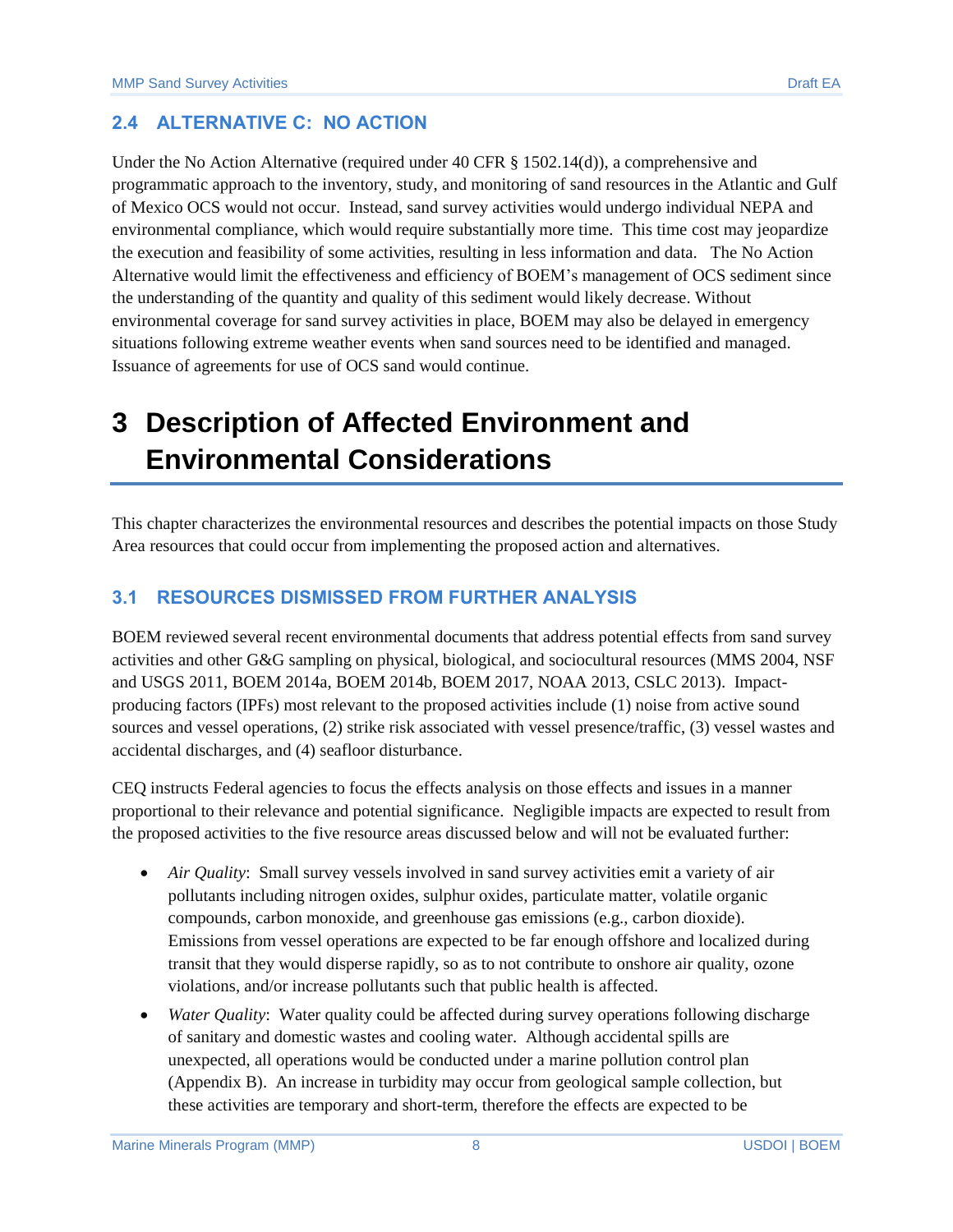## 2.4 ALTERNATIVE C: NO ACTION

Under the No Action Alternative (required under 40 CFR § 1502.14(d)), a comprehensive and programmatic approach to the inventory, study, and monitoring of sand resources in the Atlantic and Gulf of Mexico OCS would not occur. Instead, sand survey activities would undergo individual NEPA and environmental compliance, which would require substantially more time. This time cost may jeopardize the execution and feasibility of some activities, resulting in less information and data. The No Action Alternative would limit the effectiveness and efficiency of BOEM's management of OCS sediment since the understanding of the quantity and quality of this sediment would likely decrease. Without environmental coverage for sand survey activities in place, BOEM may also be delayed in emergency situations following extreme weather events when sand sources need to be identified and managed. Issuance of agreements for use of OCS sand would continue.

# 3 Description of Affected Environment and Environmental Considerations

This chapter characterizes the environmental resources and describes the potential impacts on those Study Area resources that could occur from implementing the proposed action and alternatives.

## 3.1 RESOURCES DISMISSED FROM FURTHER ANALYSIS

BOEM reviewed several recent environmental documents that address potential effects from sand survey activities and other G&G sampling on physical, biological, and sociocultural resources (MMS 2004, NSF and USGS 2011, BOEM 2014a, BOEM 2014b, BOEM 2017, NOAA 2013, CSLC 2013). Impact-producing factors (IPFs) most relevant to the proposed activities include (1) noise from active sound sources and vessel operations, (2) strike risk associated with vessel presence/traffic, (3) vessel wastes and accidental discharges, and (4) seafloor disturbance.

CEQ instructs Federal agencies to focus the effects analysis on those effects and issues in a manner proportional to their relevance and potential significance. Negligible impacts are expected to result from the proposed activities to the five resource areas discussed below and will not be evaluated further:

- *Air Quality*: Small survey vessels involved in sand survey activities emit a variety of air pollutants including nitrogen oxides, sulphur oxides, particulate matter, volatile organic compounds, carbon monoxide, and greenhouse gas emissions (e.g., carbon dioxide). Emissions from vessel operations are expected to be far enough offshore and localized during transit that they would disperse rapidly, so as to not contribute to onshore air quality, ozone violations, and/or increase pollutants such that public health is affected.
- *Water Quality*: Water quality could be affected during survey operations following discharge of sanitary and domestic wastes and cooling water. Although accidental spills are unexpected, all operations would be conducted under a marine pollution control plan (Appendix B). An increase in turbidity may occur from geological sample collection, but these activities are temporary and short-term, therefore the effects are expected to be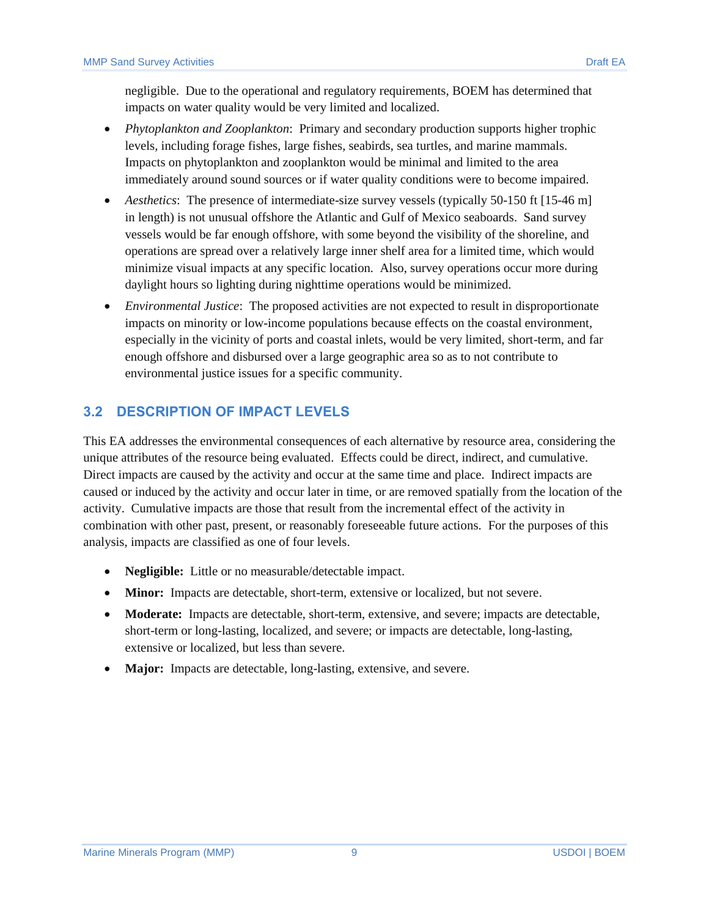negligible. Due to the operational and regulatory requirements, BOEM has determined that impacts on water quality would be very limited and localized.

- *Phytoplankton and Zooplankton*: Primary and secondary production supports higher trophic levels, including forage fishes, large fishes, seabirds, sea turtles, and marine mammals. Impacts on phytoplankton and zooplankton would be minimal and limited to the area immediately around sound sources or if water quality conditions were to become impaired.
- *Aesthetics*: The presence of intermediate-size survey vessels (typically 50-150 ft [15-46 m] in length) is not unusual offshore the Atlantic and Gulf of Mexico seaboards. Sand survey vessels would be far enough offshore, with some beyond the visibility of the shoreline, and operations are spread over a relatively large inner shelf area for a limited time, which would minimize visual impacts at any specific location. Also, survey operations occur more during daylight hours so lighting during nighttime operations would be minimized.
- *Environmental Justice*: The proposed activities are not expected to result in disproportionate impacts on minority or low-income populations because effects on the coastal environment, especially in the vicinity of ports and coastal inlets, would be very limited, short-term, and far enough offshore and disbursed over a large geographic area so as to not contribute to environmental justice issues for a specific community.

## 3.2 DESCRIPTION OF IMPACT LEVELS

This EA addresses the environmental consequences of each alternative by resource area, considering the unique attributes of the resource being evaluated. Effects could be direct, indirect, and cumulative. Direct impacts are caused by the activity and occur at the same time and place. Indirect impacts are caused or induced by the activity and occur later in time, or are removed spatially from the location of the activity. Cumulative impacts are those that result from the incremental effect of the activity in combination with other past, present, or reasonably foreseeable future actions. For the purposes of this analysis, impacts are classified as one of four levels.

- **Negligible:** Little or no measurable/detectable impact.
- **Minor:** Impacts are detectable, short-term, extensive or localized, but not severe.
- **Moderate:** Impacts are detectable, short-term, extensive, and severe; impacts are detectable, short-term or long-lasting, localized, and severe; or impacts are detectable, long-lasting, extensive or localized, but less than severe.
- **Major:** Impacts are detectable, long-lasting, extensive, and severe.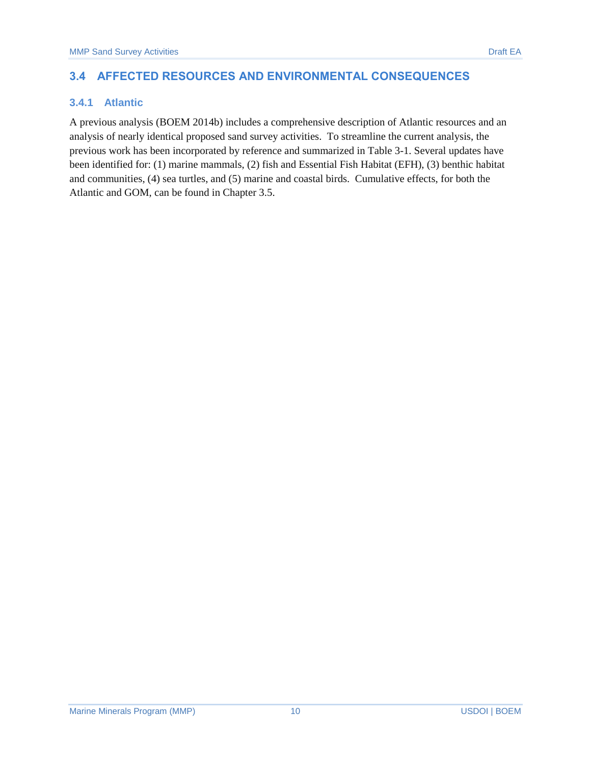## 3.4 AFFECTED RESOURCES AND ENVIRONMENTAL CONSEQUENCES

### 3.4.1 Atlantic

A previous analysis (BOEM 2014b) includes a comprehensive description of Atlantic resources and an analysis of nearly identical proposed sand survey activities. To streamline the current analysis, the previous work has been incorporated by reference and summarized in Table 3-1. Several updates have been identified for: (1) marine mammals, (2) fish and Essential Fish Habitat (EFH), (3) benthic habitat and communities, (4) sea turtles, and (5) marine and coastal birds. Cumulative effects, for both the Atlantic and GOM, can be found in Chapter 3.5.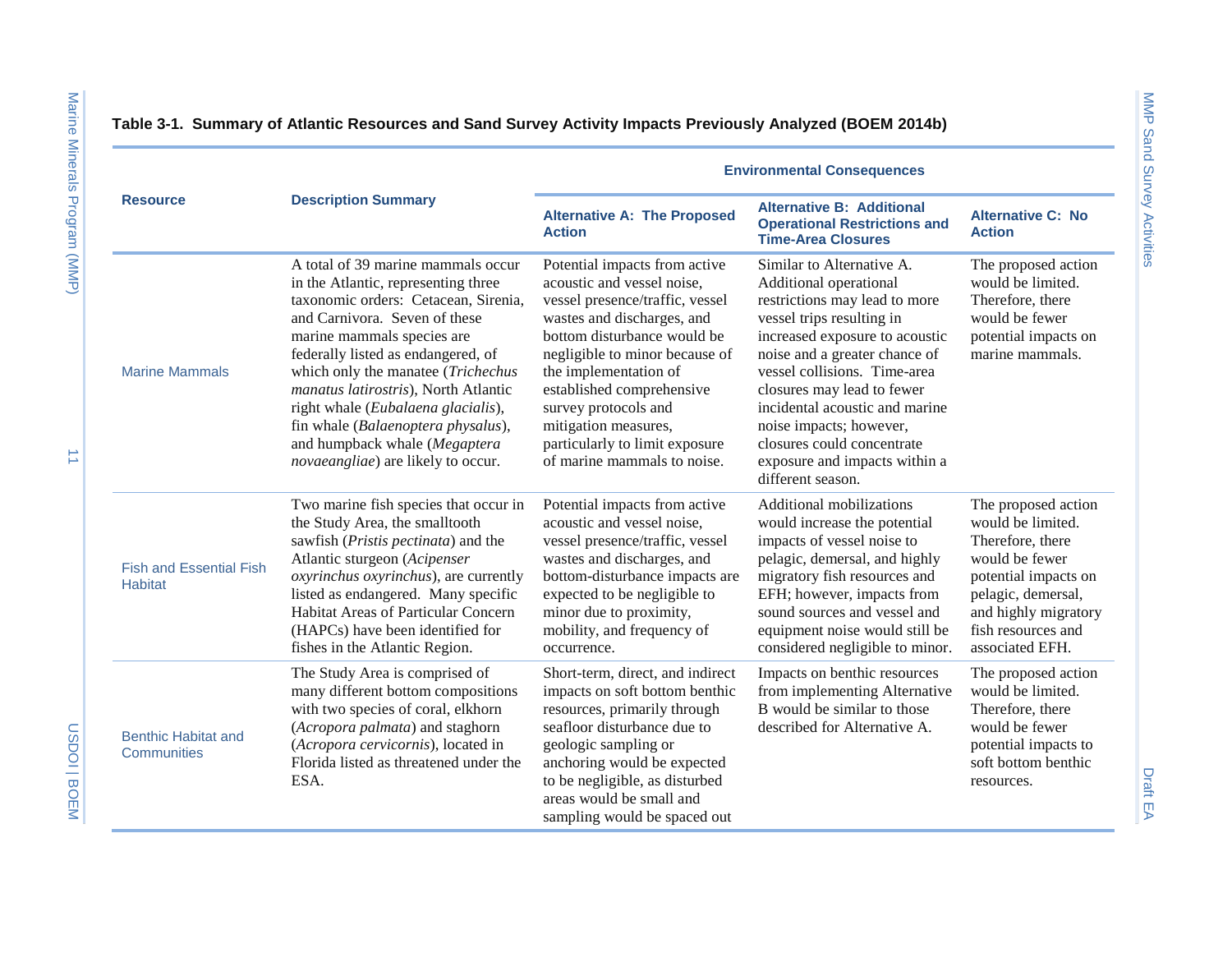**Table 3-1. Summary of Atlantic Resources and Sand Survey Activity Impacts Previously Analyzed (BOEM 2014b)**

| Resource | Description Summary | Environmental Consequences | | |
|---|---|---|---|---|
| | | Alternative A: The Proposed Action | Alternative B: Additional Operational Restrictions and Time-Area Closures | Alternative C: No Action |
| Marine Mammals | A total of 39 marine mammals occur in the Atlantic, representing three taxonomic orders: Cetacean, Sirenia, and Carnivora. Seven of these marine mammals species are federally listed as endangered, of which only the manatee (*Trichechus manatus latirostris*), North Atlantic right whale (*Eubalaena glacialis*), fin whale (*Balaenoptera physalus*), and humpback whale (*Megaptera novaeangliae*) are likely to occur. | Potential impacts from active acoustic and vessel noise, vessel presence/traffic, vessel wastes and discharges, and bottom disturbance would be negligible to minor because of the implementation of established comprehensive survey protocols and mitigation measures, particularly to limit exposure of marine mammals to noise. | Similar to Alternative A. Additional operational restrictions may lead to more vessel trips resulting in increased exposure to acoustic noise and a greater chance of vessel collisions. Time-area closures may lead to fewer incidental acoustic and marine noise impacts; however, closures could concentrate exposure and impacts within a different season. | The proposed action would be limited. Therefore, there would be fewer potential impacts on marine mammals. |
| Fish and Essential Fish Habitat | Two marine fish species that occur in the Study Area, the smalltooth sawfish (*Pristis pectinata*) and the Atlantic sturgeon (*Acipenser oxyrinchus oxyrinchus*), are currently listed as endangered. Many specific Habitat Areas of Particular Concern (HAPCs) have been identified for fishes in the Atlantic Region. | Potential impacts from active acoustic and vessel noise, vessel presence/traffic, vessel wastes and discharges, and bottom-disturbance impacts are expected to be negligible to minor due to proximity, mobility, and frequency of occurrence. | Additional mobilizations would increase the potential impacts of vessel noise to pelagic, demersal, and highly migratory fish resources and EFH; however, impacts from sound sources and vessel and equipment noise would still be considered negligible to minor. | The proposed action would be limited. Therefore, there would be fewer potential impacts on pelagic, demersal, and highly migratory fish resources and associated EFH. |
| Benthic Habitat and Communities | The Study Area is comprised of many different bottom compositions with two species of coral, elkhorn (*Acropora palmata*) and staghorn (*Acropora cervicornis*), located in Florida listed as threatened under the ESA. | Short-term, direct, and indirect impacts on soft bottom benthic resources, primarily through seafloor disturbance due to geologic sampling or anchoring would be expected to be negligible, as disturbed areas would be small and sampling would be spaced out | Impacts on benthic resources from implementing Alternative B would be similar to those described for Alternative A. | The proposed action would be limited. Therefore, there would be fewer potential impacts to soft bottom benthic resources. |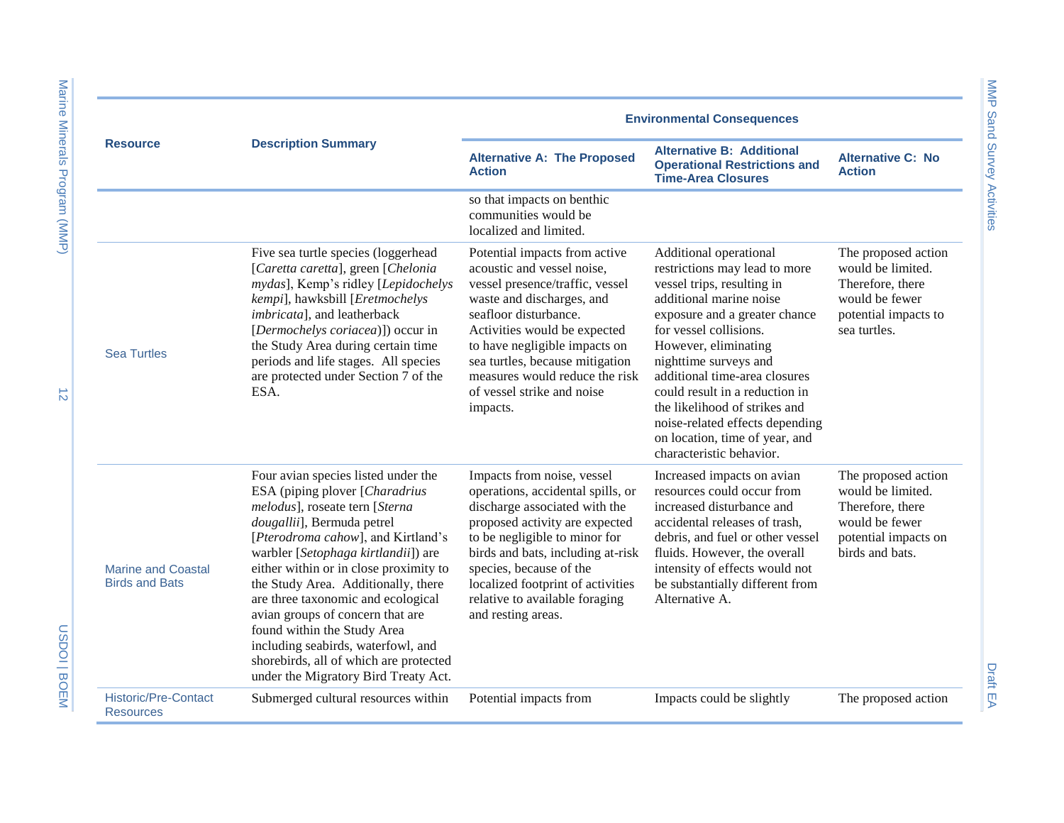| Resource | Description Summary | Environmental Consequences | | |
|---|---|---|---|---|
| | | Alternative A: The Proposed Action | Alternative B: Additional Operational Restrictions and Time-Area Closures | Alternative C: No Action |
| | | so that impacts on benthic communities would be localized and limited. | | |
| Sea Turtles | Five sea turtle species (loggerhead [*Caretta caretta*], green [*Chelonia mydas*], Kemp's ridley [*Lepidochelys kempi*], hawksbill [*Eretmochelys imbricata*], and leatherback [*Dermochelys coriacea*)]) occur in the Study Area during certain time periods and life stages. All species are protected under Section 7 of the ESA. | Potential impacts from active acoustic and vessel noise, vessel presence/traffic, vessel waste and discharges, and seafloor disturbance. Activities would be expected to have negligible impacts on sea turtles, because mitigation measures would reduce the risk of vessel strike and noise impacts. | Additional operational restrictions may lead to more vessel trips, resulting in additional marine noise exposure and a greater chance for vessel collisions. However, eliminating nighttime surveys and additional time-area closures could result in a reduction in the likelihood of strikes and noise-related effects depending on location, time of year, and characteristic behavior. | The proposed action would be limited. Therefore, there would be fewer potential impacts to sea turtles. |
| Marine and Coastal Birds and Bats | Four avian species listed under the ESA (piping plover [*Charadrius melodus*], roseate tern [*Sterna dougallii*], Bermuda petrel [*Pterodroma cahow*], and Kirtland's warbler [*Setophaga kirtlandii*]) are either within or in close proximity to the Study Area. Additionally, there are three taxonomic and ecological avian groups of concern that are found within the Study Area including seabirds, waterfowl, and shorebirds, all of which are protected under the Migratory Bird Treaty Act. | Impacts from noise, vessel operations, accidental spills, or discharge associated with the proposed activity are expected to be negligible to minor for birds and bats, including at-risk species, because of the localized footprint of activities relative to available foraging and resting areas. | Increased impacts on avian resources could occur from increased disturbance and accidental releases of trash, debris, and fuel or other vessel fluids. However, the overall intensity of effects would not be substantially different from Alternative A. | The proposed action would be limited. Therefore, there would be fewer potential impacts on birds and bats. |
| Historic/Pre-Contact Resources | Submerged cultural resources within | Potential impacts from | Impacts could be slightly | The proposed action |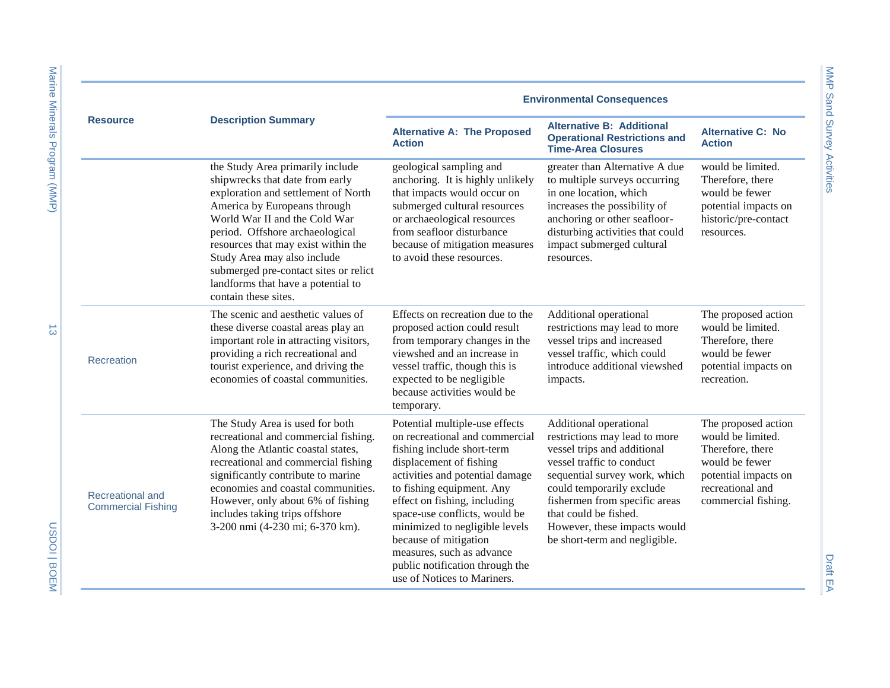| Resource | Description Summary | Environmental Consequences | | |
|---|---|---|---|---|
| | | Alternative A: The Proposed Action | Alternative B: Additional Operational Restrictions and Time-Area Closures | Alternative C: No Action |
| | the Study Area primarily include shipwrecks that date from early exploration and settlement of North America by Europeans through World War II and the Cold War period. Offshore archaeological resources that may exist within the Study Area may also include submerged pre-contact sites or relict landforms that have a potential to contain these sites. | geological sampling and anchoring. It is highly unlikely that impacts would occur on submerged cultural resources or archaeological resources from seafloor disturbance because of mitigation measures to avoid these resources. | greater than Alternative A due to multiple surveys occurring in one location, which increases the possibility of anchoring or other seafloor-disturbing activities that could impact submerged cultural resources. | would be limited. Therefore, there would be fewer potential impacts on historic/pre-contact resources. |
| Recreation | The scenic and aesthetic values of these diverse coastal areas play an important role in attracting visitors, providing a rich recreational and tourist experience, and driving the economies of coastal communities. | Effects on recreation due to the proposed action could result from temporary changes in the viewshed and an increase in vessel traffic, though this is expected to be negligible because activities would be temporary. | Additional operational restrictions may lead to more vessel trips and increased vessel traffic, which could introduce additional viewshed impacts. | The proposed action would be limited. Therefore, there would be fewer potential impacts on recreation. |
| Recreational and Commercial Fishing | The Study Area is used for both recreational and commercial fishing. Along the Atlantic coastal states, recreational and commercial fishing significantly contribute to marine economies and coastal communities. However, only about 6% of fishing includes taking trips offshore 3-200 nmi (4-230 mi; 6-370 km). | Potential multiple-use effects on recreational and commercial fishing include short-term displacement of fishing activities and potential damage to fishing equipment. Any effect on fishing, including space-use conflicts, would be minimized to negligible levels because of mitigation measures, such as advance public notification through the use of Notices to Mariners. | Additional operational restrictions may lead to more vessel trips and additional vessel traffic to conduct sequential survey work, which could temporarily exclude fishermen from specific areas that could be fished. However, these impacts would be short-term and negligible. | The proposed action would be limited. Therefore, there would be fewer potential impacts on recreational and commercial fishing. |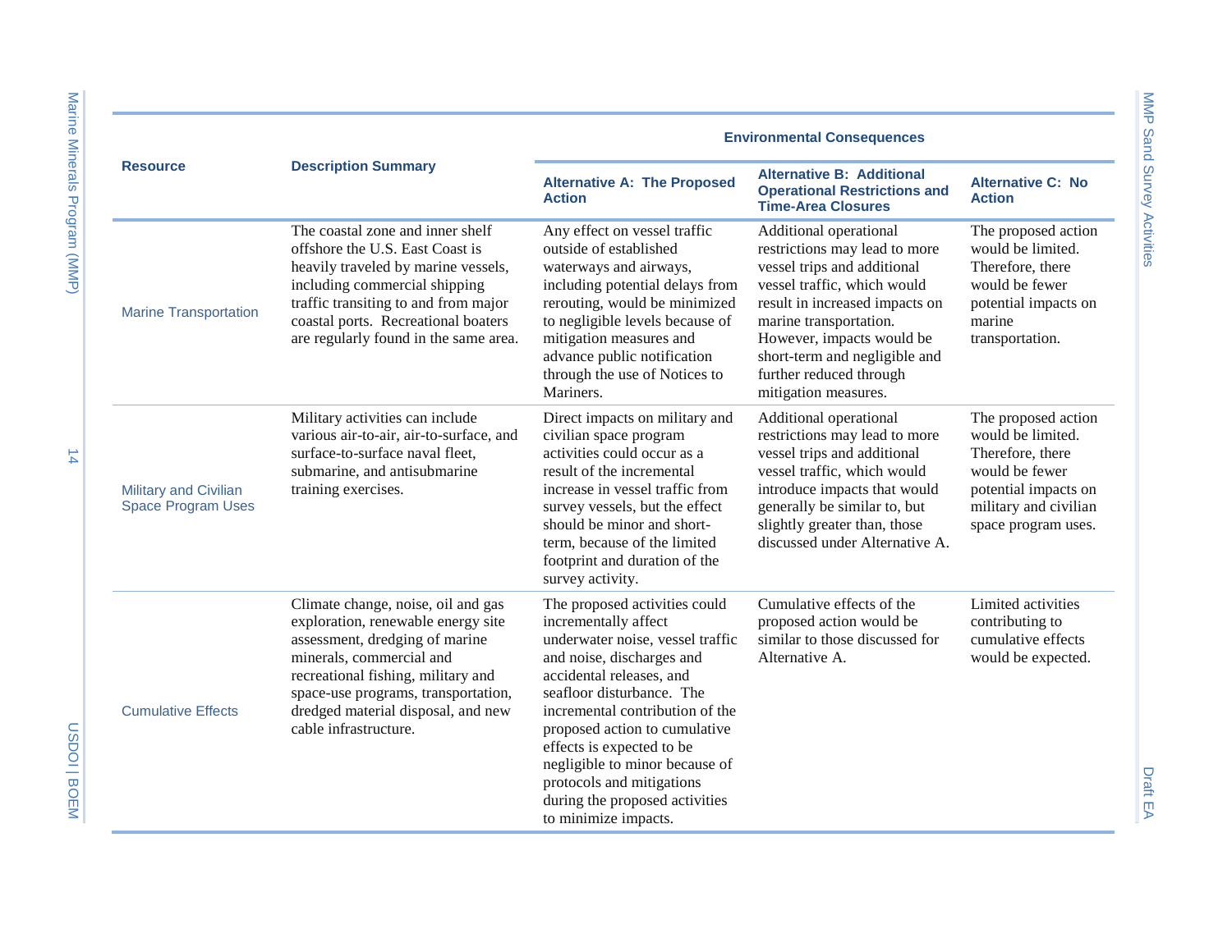| Resource | Description Summary | Environmental Consequences | | |
|---|---|---|---|---|
| | | Alternative A: The Proposed Action | Alternative B: Additional Operational Restrictions and Time-Area Closures | Alternative C: No Action |
| Marine Transportation | The coastal zone and inner shelf offshore the U.S. East Coast is heavily traveled by marine vessels, including commercial shipping traffic transiting to and from major coastal ports. Recreational boaters are regularly found in the same area. | Any effect on vessel traffic outside of established waterways and airways, including potential delays from rerouting, would be minimized to negligible levels because of mitigation measures and advance public notification through the use of Notices to Mariners. | Additional operational restrictions may lead to more vessel trips and additional vessel traffic, which would result in increased impacts on marine transportation. However, impacts would be short-term and negligible and further reduced through mitigation measures. | The proposed action would be limited. Therefore, there would be fewer potential impacts on marine transportation. |
| Military and Civilian Space Program Uses | Military activities can include various air-to-air, air-to-surface, and surface-to-surface naval fleet, submarine, and antisubmarine training exercises. | Direct impacts on military and civilian space program activities could occur as a result of the incremental increase in vessel traffic from survey vessels, but the effect should be minor and short-term, because of the limited footprint and duration of the survey activity. | Additional operational restrictions may lead to more vessel trips and additional vessel traffic, which would introduce impacts that would generally be similar to, but slightly greater than, those discussed under Alternative A. | The proposed action would be limited. Therefore, there would be fewer potential impacts on military and civilian space program uses. |
| Cumulative Effects | Climate change, noise, oil and gas exploration, renewable energy site assessment, dredging of marine minerals, commercial and recreational fishing, military and space-use programs, transportation, dredged material disposal, and new cable infrastructure. | The proposed activities could incrementally affect underwater noise, vessel traffic and noise, discharges and accidental releases, and seafloor disturbance. The incremental contribution of the proposed action to cumulative effects is expected to be negligible to minor because of protocols and mitigations during the proposed activities to minimize impacts. | Cumulative effects of the proposed action would be similar to those discussed for Alternative A. | Limited activities contributing to cumulative effects would be expected. |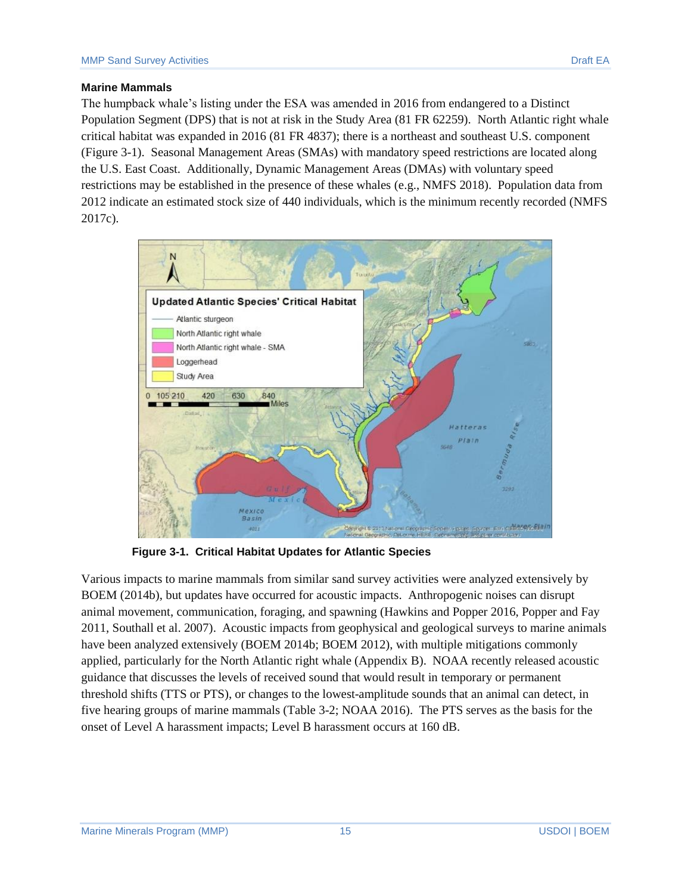**Marine Mammals**

The humpback whale's listing under the ESA was amended in 2016 from endangered to a Distinct Population Segment (DPS) that is not at risk in the Study Area (81 FR 62259). North Atlantic right whale critical habitat was expanded in 2016 (81 FR 4837); there is a northeast and southeast U.S. component (Figure 3-1). Seasonal Management Areas (SMAs) with mandatory speed restrictions are located along the U.S. East Coast. Additionally, Dynamic Management Areas (DMAs) with voluntary speed restrictions may be established in the presence of these whales (e.g., NMFS 2018). Population data from 2012 indicate an estimated stock size of 440 individuals, which is the minimum recently recorded (NMFS 2017c).

Updated Atlantic Species' Critical Habitat

Atlantic sturgeon

North Atlantic right whale

North Atlantic right whale - SMA

Loggerhead

Study Area

0 105 210 420 630 840 Miles

Hatteras Plain

Bermuda Rise

Gulf of Mexico

Mexico Basin

**Figure 3-1. Critical Habitat Updates for Atlantic Species**

Various impacts to marine mammals from similar sand survey activities were analyzed extensively by BOEM (2014b), but updates have occurred for acoustic impacts. Anthropogenic noises can disrupt animal movement, communication, foraging, and spawning (Hawkins and Popper 2016, Popper and Fay 2011, Southall et al. 2007). Acoustic impacts from geophysical and geological surveys to marine animals have been analyzed extensively (BOEM 2014b; BOEM 2012), with multiple mitigations commonly applied, particularly for the North Atlantic right whale (Appendix B). NOAA recently released acoustic guidance that discusses the levels of received sound that would result in temporary or permanent threshold shifts (TTS or PTS), or changes to the lowest-amplitude sounds that an animal can detect, in five hearing groups of marine mammals (Table 3-2; NOAA 2016). The PTS serves as the basis for the onset of Level A harassment impacts; Level B harassment occurs at 160 dB.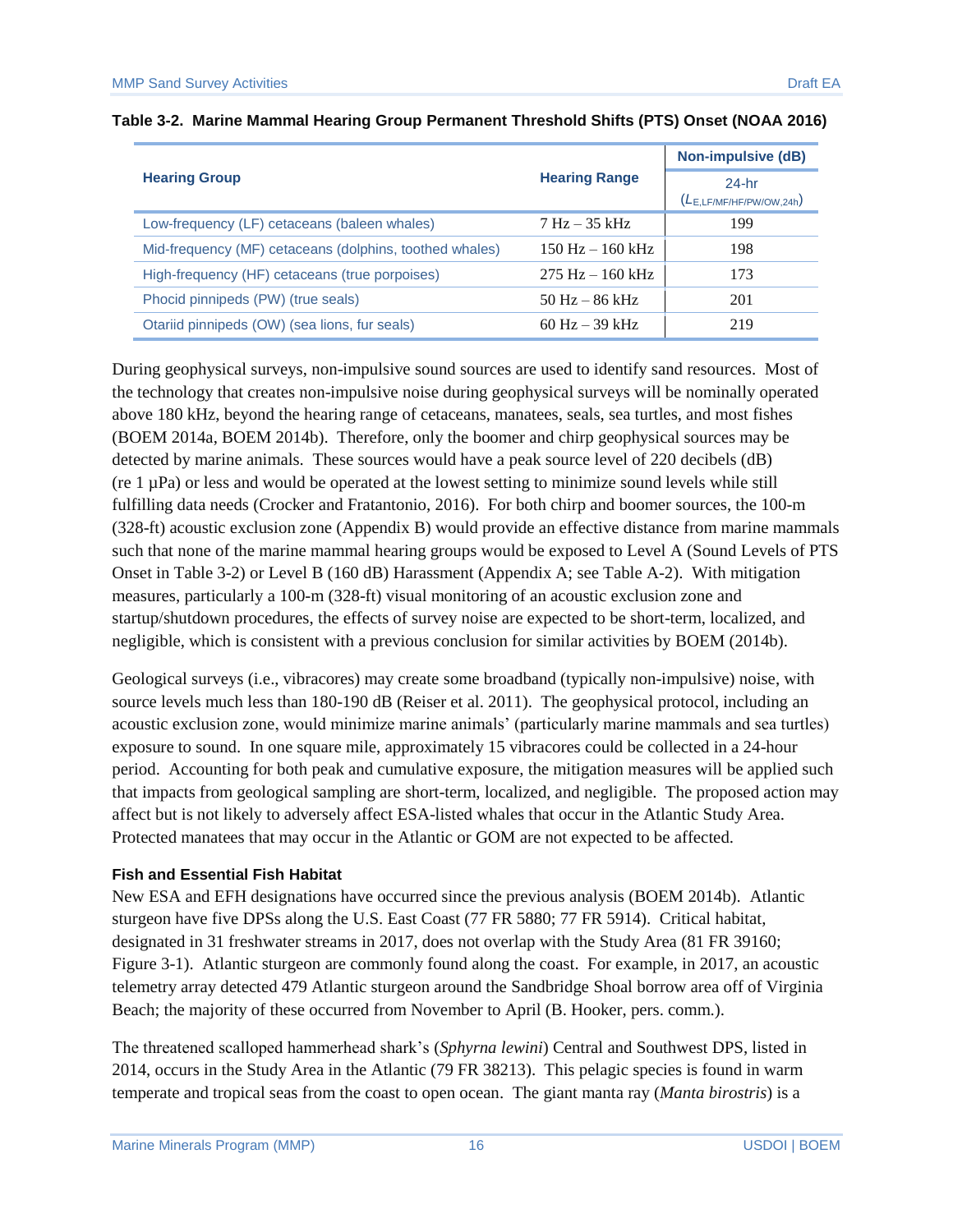**Table 3-2. Marine Mammal Hearing Group Permanent Threshold Shifts (PTS) Onset (NOAA 2016)**

| Hearing Group | Hearing Range | Non-impulsive (dB) |
|---|---|---|
| | | 24-hr ($L_{E,LF/MF/HF/PW/OW,24h}$) |
| Low-frequency (LF) cetaceans (baleen whales) | 7 Hz – 35 kHz | 199 |
| Mid-frequency (MF) cetaceans (dolphins, toothed whales) | 150 Hz – 160 kHz | 198 |
| High-frequency (HF) cetaceans (true porpoises) | 275 Hz – 160 kHz | 173 |
| Phocid pinnipeds (PW) (true seals) | 50 Hz – 86 kHz | 201 |
| Otariid pinnipeds (OW) (sea lions, fur seals) | 60 Hz – 39 kHz | 219 |

During geophysical surveys, non-impulsive sound sources are used to identify sand resources. Most of the technology that creates non-impulsive noise during geophysical surveys will be nominally operated above 180 kHz, beyond the hearing range of cetaceans, manatees, seals, sea turtles, and most fishes (BOEM 2014a, BOEM 2014b). Therefore, only the boomer and chirp geophysical sources may be detected by marine animals. These sources would have a peak source level of 220 decibels (dB) (re 1 µPa) or less and would be operated at the lowest setting to minimize sound levels while still fulfilling data needs (Crocker and Fratantonio, 2016). For both chirp and boomer sources, the 100-m (328-ft) acoustic exclusion zone (Appendix B) would provide an effective distance from marine mammals such that none of the marine mammal hearing groups would be exposed to Level A (Sound Levels of PTS Onset in Table 3-2) or Level B (160 dB) Harassment (Appendix A; see Table A-2). With mitigation measures, particularly a 100-m (328-ft) visual monitoring of an acoustic exclusion zone and startup/shutdown procedures, the effects of survey noise are expected to be short-term, localized, and negligible, which is consistent with a previous conclusion for similar activities by BOEM (2014b).

Geological surveys (i.e., vibracores) may create some broadband (typically non-impulsive) noise, with source levels much less than 180-190 dB (Reiser et al. 2011). The geophysical protocol, including an acoustic exclusion zone, would minimize marine animals' (particularly marine mammals and sea turtles) exposure to sound. In one square mile, approximately 15 vibracores could be collected in a 24-hour period. Accounting for both peak and cumulative exposure, the mitigation measures will be applied such that impacts from geological sampling are short-term, localized, and negligible. The proposed action may affect but is not likely to adversely affect ESA-listed whales that occur in the Atlantic Study Area. Protected manatees that may occur in the Atlantic or GOM are not expected to be affected.

#### Fish and Essential Fish Habitat

New ESA and EFH designations have occurred since the previous analysis (BOEM 2014b). Atlantic sturgeon have five DPSs along the U.S. East Coast (77 FR 5880; 77 FR 5914). Critical habitat, designated in 31 freshwater streams in 2017, does not overlap with the Study Area (81 FR 39160; Figure 3-1). Atlantic sturgeon are commonly found along the coast. For example, in 2017, an acoustic telemetry array detected 479 Atlantic sturgeon around the Sandbridge Shoal borrow area off of Virginia Beach; the majority of these occurred from November to April (B. Hooker, pers. comm.).

The threatened scalloped hammerhead shark's (*Sphyrna lewini*) Central and Southwest DPS, listed in 2014, occurs in the Study Area in the Atlantic (79 FR 38213). This pelagic species is found in warm temperate and tropical seas from the coast to open ocean. The giant manta ray (*Manta birostris*) is a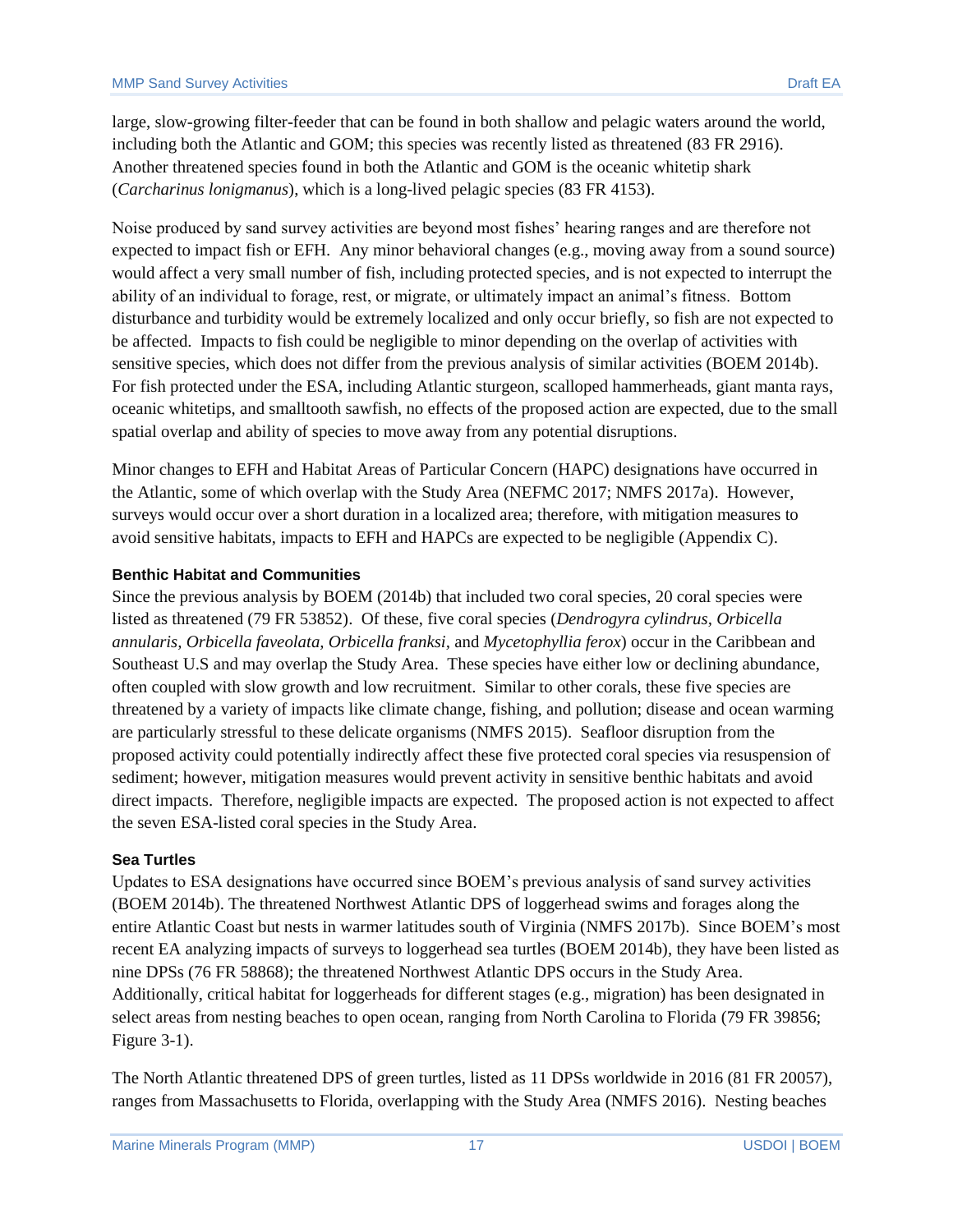large, slow-growing filter-feeder that can be found in both shallow and pelagic waters around the world, including both the Atlantic and GOM; this species was recently listed as threatened (83 FR 2916). Another threatened species found in both the Atlantic and GOM is the oceanic whitetip shark (*Carcharinus lonigmanus*), which is a long-lived pelagic species (83 FR 4153).

Noise produced by sand survey activities are beyond most fishes' hearing ranges and are therefore not expected to impact fish or EFH. Any minor behavioral changes (e.g., moving away from a sound source) would affect a very small number of fish, including protected species, and is not expected to interrupt the ability of an individual to forage, rest, or migrate, or ultimately impact an animal's fitness. Bottom disturbance and turbidity would be extremely localized and only occur briefly, so fish are not expected to be affected. Impacts to fish could be negligible to minor depending on the overlap of activities with sensitive species, which does not differ from the previous analysis of similar activities (BOEM 2014b). For fish protected under the ESA, including Atlantic sturgeon, scalloped hammerheads, giant manta rays, oceanic whitetips, and smalltooth sawfish, no effects of the proposed action are expected, due to the small spatial overlap and ability of species to move away from any potential disruptions.

Minor changes to EFH and Habitat Areas of Particular Concern (HAPC) designations have occurred in the Atlantic, some of which overlap with the Study Area (NEFMC 2017; NMFS 2017a). However, surveys would occur over a short duration in a localized area; therefore, with mitigation measures to avoid sensitive habitats, impacts to EFH and HAPCs are expected to be negligible (Appendix C).

#### Benthic Habitat and Communities

Since the previous analysis by BOEM (2014b) that included two coral species, 20 coral species were listed as threatened (79 FR 53852). Of these, five coral species (*Dendrogyra cylindrus, Orbicella annularis, Orbicella faveolata, Orbicella franksi,* and *Mycetophyllia ferox*) occur in the Caribbean and Southeast U.S and may overlap the Study Area. These species have either low or declining abundance, often coupled with slow growth and low recruitment. Similar to other corals, these five species are threatened by a variety of impacts like climate change, fishing, and pollution; disease and ocean warming are particularly stressful to these delicate organisms (NMFS 2015). Seafloor disruption from the proposed activity could potentially indirectly affect these five protected coral species via resuspension of sediment; however, mitigation measures would prevent activity in sensitive benthic habitats and avoid direct impacts. Therefore, negligible impacts are expected. The proposed action is not expected to affect the seven ESA-listed coral species in the Study Area.

#### Sea Turtles

Updates to ESA designations have occurred since BOEM's previous analysis of sand survey activities (BOEM 2014b). The threatened Northwest Atlantic DPS of loggerhead swims and forages along the entire Atlantic Coast but nests in warmer latitudes south of Virginia (NMFS 2017b). Since BOEM's most recent EA analyzing impacts of surveys to loggerhead sea turtles (BOEM 2014b), they have been listed as nine DPSs (76 FR 58868); the threatened Northwest Atlantic DPS occurs in the Study Area. Additionally, critical habitat for loggerheads for different stages (e.g., migration) has been designated in select areas from nesting beaches to open ocean, ranging from North Carolina to Florida (79 FR 39856; Figure 3-1).

The North Atlantic threatened DPS of green turtles, listed as 11 DPSs worldwide in 2016 (81 FR 20057), ranges from Massachusetts to Florida, overlapping with the Study Area (NMFS 2016). Nesting beaches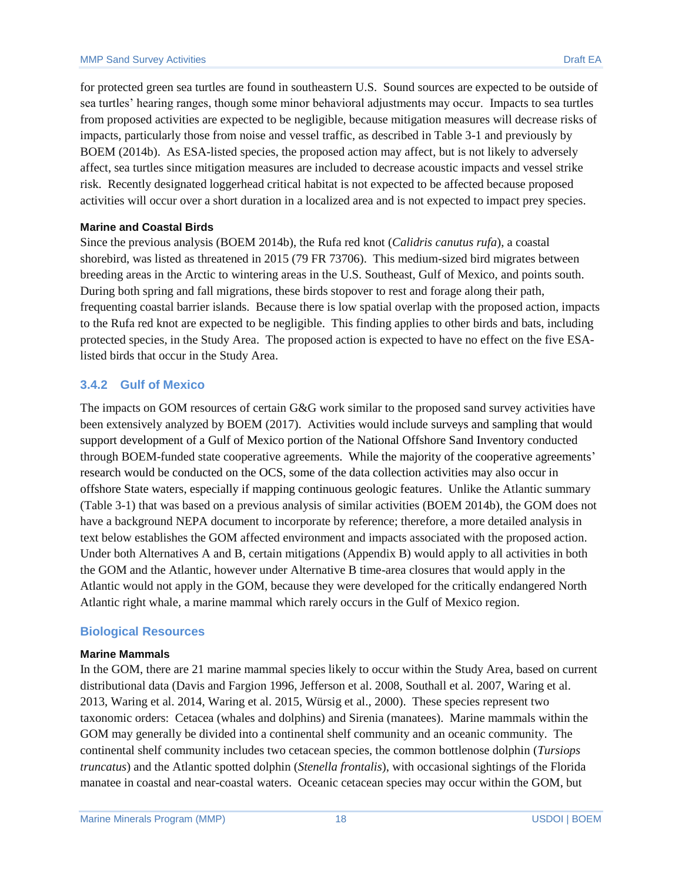for protected green sea turtles are found in southeastern U.S. Sound sources are expected to be outside of sea turtles' hearing ranges, though some minor behavioral adjustments may occur. Impacts to sea turtles from proposed activities are expected to be negligible, because mitigation measures will decrease risks of impacts, particularly those from noise and vessel traffic, as described in Table 3-1 and previously by BOEM (2014b). As ESA-listed species, the proposed action may affect, but is not likely to adversely affect, sea turtles since mitigation measures are included to decrease acoustic impacts and vessel strike risk. Recently designated loggerhead critical habitat is not expected to be affected because proposed activities will occur over a short duration in a localized area and is not expected to impact prey species.

#### Marine and Coastal Birds

Since the previous analysis (BOEM 2014b), the Rufa red knot (*Calidris canutus rufa*), a coastal shorebird, was listed as threatened in 2015 (79 FR 73706). This medium-sized bird migrates between breeding areas in the Arctic to wintering areas in the U.S. Southeast, Gulf of Mexico, and points south. During both spring and fall migrations, these birds stopover to rest and forage along their path, frequenting coastal barrier islands. Because there is low spatial overlap with the proposed action, impacts to the Rufa red knot are expected to be negligible. This finding applies to other birds and bats, including protected species, in the Study Area. The proposed action is expected to have no effect on the five ESA-listed birds that occur in the Study Area.

## 3.4.2 Gulf of Mexico

The impacts on GOM resources of certain G&G work similar to the proposed sand survey activities have been extensively analyzed by BOEM (2017). Activities would include surveys and sampling that would support development of a Gulf of Mexico portion of the National Offshore Sand Inventory conducted through BOEM-funded state cooperative agreements. While the majority of the cooperative agreements' research would be conducted on the OCS, some of the data collection activities may also occur in offshore State waters, especially if mapping continuous geologic features. Unlike the Atlantic summary (Table 3-1) that was based on a previous analysis of similar activities (BOEM 2014b), the GOM does not have a background NEPA document to incorporate by reference; therefore, a more detailed analysis in text below establishes the GOM affected environment and impacts associated with the proposed action. Under both Alternatives A and B, certain mitigations (Appendix B) would apply to all activities in both the GOM and the Atlantic, however under Alternative B time-area closures that would apply in the Atlantic would not apply in the GOM, because they were developed for the critically endangered North Atlantic right whale, a marine mammal which rarely occurs in the Gulf of Mexico region.

### Biological Resources

#### Marine Mammals

In the GOM, there are 21 marine mammal species likely to occur within the Study Area, based on current distributional data (Davis and Fargion 1996, Jefferson et al. 2008, Southall et al. 2007, Waring et al. 2013, Waring et al. 2014, Waring et al. 2015, Würsig et al., 2000). These species represent two taxonomic orders: Cetacea (whales and dolphins) and Sirenia (manatees). Marine mammals within the GOM may generally be divided into a continental shelf community and an oceanic community. The continental shelf community includes two cetacean species, the common bottlenose dolphin (*Tursiops truncatus*) and the Atlantic spotted dolphin (*Stenella frontalis*), with occasional sightings of the Florida manatee in coastal and near-coastal waters. Oceanic cetacean species may occur within the GOM, but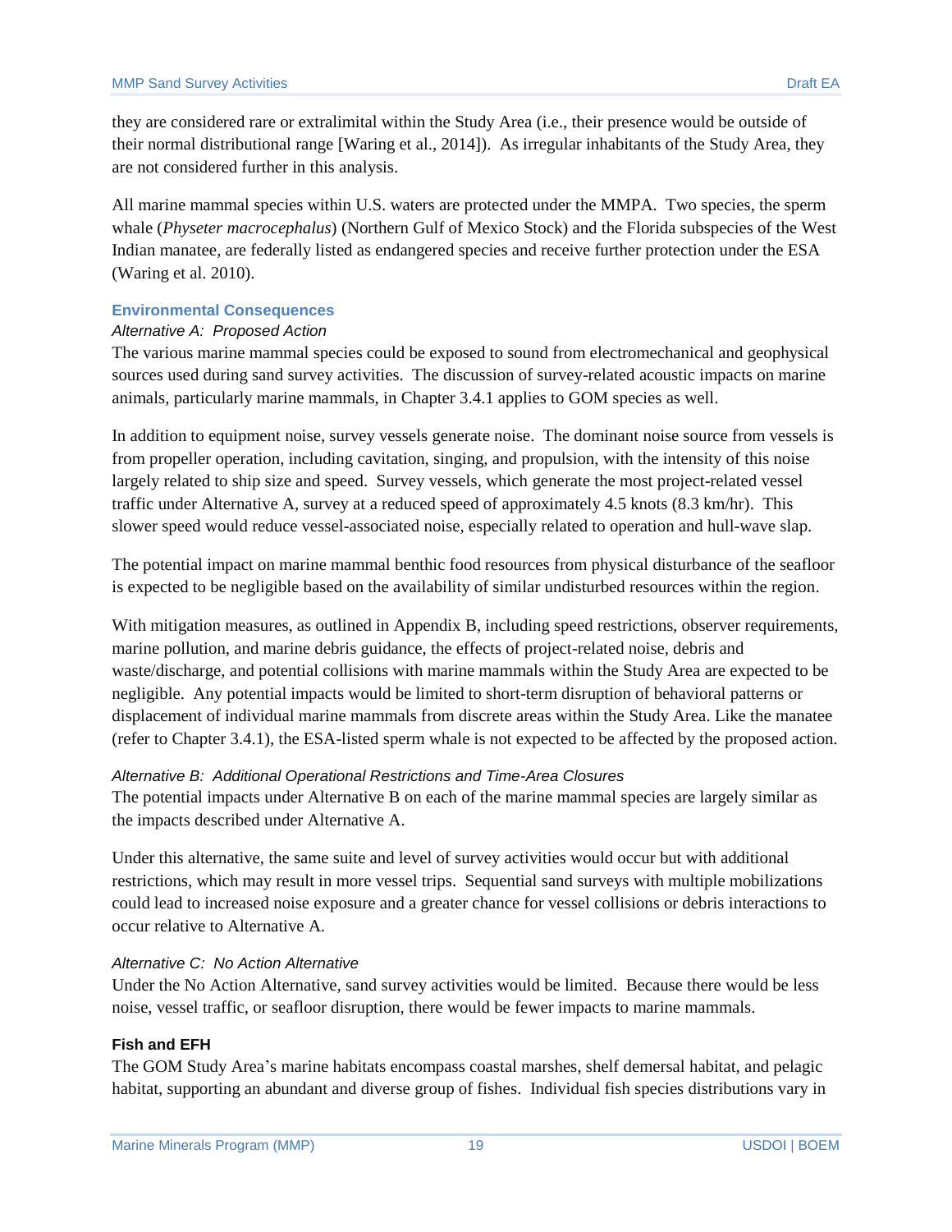they are considered rare or extralimital within the Study Area (i.e., their presence would be outside of their normal distributional range [Waring et al., 2014]). As irregular inhabitants of the Study Area, they are not considered further in this analysis.

All marine mammal species within U.S. waters are protected under the MMPA. Two species, the sperm whale (*Physeter macrocephalus*) (Northern Gulf of Mexico Stock) and the Florida subspecies of the West Indian manatee, are federally listed as endangered species and receive further protection under the ESA (Waring et al. 2010).

### Environmental Consequences

*Alternative A: Proposed Action*

The various marine mammal species could be exposed to sound from electromechanical and geophysical sources used during sand survey activities. The discussion of survey-related acoustic impacts on marine animals, particularly marine mammals, in Chapter 3.4.1 applies to GOM species as well.

In addition to equipment noise, survey vessels generate noise. The dominant noise source from vessels is from propeller operation, including cavitation, singing, and propulsion, with the intensity of this noise largely related to ship size and speed. Survey vessels, which generate the most project-related vessel traffic under Alternative A, survey at a reduced speed of approximately 4.5 knots (8.3 km/hr). This slower speed would reduce vessel-associated noise, especially related to operation and hull-wave slap.

The potential impact on marine mammal benthic food resources from physical disturbance of the seafloor is expected to be negligible based on the availability of similar undisturbed resources within the region.

With mitigation measures, as outlined in Appendix B, including speed restrictions, observer requirements, marine pollution, and marine debris guidance, the effects of project-related noise, debris and waste/discharge, and potential collisions with marine mammals within the Study Area are expected to be negligible. Any potential impacts would be limited to short-term disruption of behavioral patterns or displacement of individual marine mammals from discrete areas within the Study Area. Like the manatee (refer to Chapter 3.4.1), the ESA-listed sperm whale is not expected to be affected by the proposed action.

*Alternative B: Additional Operational Restrictions and Time-Area Closures*

The potential impacts under Alternative B on each of the marine mammal species are largely similar as the impacts described under Alternative A.

Under this alternative, the same suite and level of survey activities would occur but with additional restrictions, which may result in more vessel trips. Sequential sand surveys with multiple mobilizations could lead to increased noise exposure and a greater chance for vessel collisions or debris interactions to occur relative to Alternative A.

*Alternative C: No Action Alternative*

Under the No Action Alternative, sand survey activities would be limited. Because there would be less noise, vessel traffic, or seafloor disruption, there would be fewer impacts to marine mammals.

### Fish and EFH

The GOM Study Area's marine habitats encompass coastal marshes, shelf demersal habitat, and pelagic habitat, supporting an abundant and diverse group of fishes. Individual fish species distributions vary in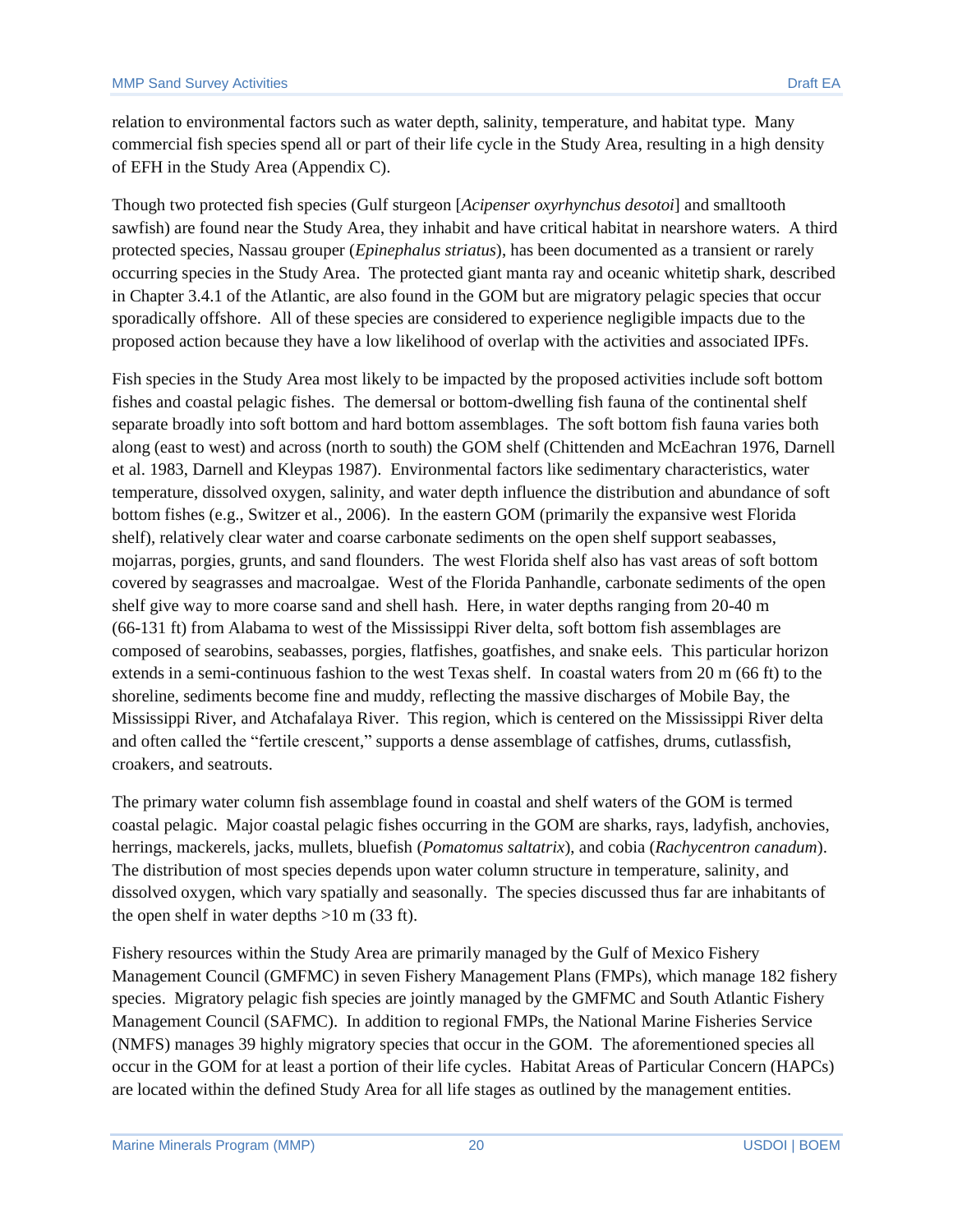relation to environmental factors such as water depth, salinity, temperature, and habitat type. Many commercial fish species spend all or part of their life cycle in the Study Area, resulting in a high density of EFH in the Study Area (Appendix C).

Though two protected fish species (Gulf sturgeon [*Acipenser oxyrhynchus desotoi*] and smalltooth sawfish) are found near the Study Area, they inhabit and have critical habitat in nearshore waters. A third protected species, Nassau grouper (*Epinephalus striatus*), has been documented as a transient or rarely occurring species in the Study Area. The protected giant manta ray and oceanic whitetip shark, described in Chapter 3.4.1 of the Atlantic, are also found in the GOM but are migratory pelagic species that occur sporadically offshore. All of these species are considered to experience negligible impacts due to the proposed action because they have a low likelihood of overlap with the activities and associated IPFs.

Fish species in the Study Area most likely to be impacted by the proposed activities include soft bottom fishes and coastal pelagic fishes. The demersal or bottom-dwelling fish fauna of the continental shelf separate broadly into soft bottom and hard bottom assemblages. The soft bottom fish fauna varies both along (east to west) and across (north to south) the GOM shelf (Chittenden and McEachran 1976, Darnell et al. 1983, Darnell and Kleypas 1987). Environmental factors like sedimentary characteristics, water temperature, dissolved oxygen, salinity, and water depth influence the distribution and abundance of soft bottom fishes (e.g., Switzer et al., 2006). In the eastern GOM (primarily the expansive west Florida shelf), relatively clear water and coarse carbonate sediments on the open shelf support seabasses, mojarras, porgies, grunts, and sand flounders. The west Florida shelf also has vast areas of soft bottom covered by seagrasses and macroalgae. West of the Florida Panhandle, carbonate sediments of the open shelf give way to more coarse sand and shell hash. Here, in water depths ranging from 20-40 m (66-131 ft) from Alabama to west of the Mississippi River delta, soft bottom fish assemblages are composed of searobins, seabasses, porgies, flatfishes, goatfishes, and snake eels. This particular horizon extends in a semi-continuous fashion to the west Texas shelf. In coastal waters from 20 m (66 ft) to the shoreline, sediments become fine and muddy, reflecting the massive discharges of Mobile Bay, the Mississippi River, and Atchafalaya River. This region, which is centered on the Mississippi River delta and often called the "fertile crescent," supports a dense assemblage of catfishes, drums, cutlassfish, croakers, and seatrouts.

The primary water column fish assemblage found in coastal and shelf waters of the GOM is termed coastal pelagic. Major coastal pelagic fishes occurring in the GOM are sharks, rays, ladyfish, anchovies, herrings, mackerels, jacks, mullets, bluefish (*Pomatomus saltatrix*), and cobia (*Rachycentron canadum*). The distribution of most species depends upon water column structure in temperature, salinity, and dissolved oxygen, which vary spatially and seasonally. The species discussed thus far are inhabitants of the open shelf in water depths >10 m (33 ft).

Fishery resources within the Study Area are primarily managed by the Gulf of Mexico Fishery Management Council (GMFMC) in seven Fishery Management Plans (FMPs), which manage 182 fishery species. Migratory pelagic fish species are jointly managed by the GMFMC and South Atlantic Fishery Management Council (SAFMC). In addition to regional FMPs, the National Marine Fisheries Service (NMFS) manages 39 highly migratory species that occur in the GOM. The aforementioned species all occur in the GOM for at least a portion of their life cycles. Habitat Areas of Particular Concern (HAPCs) are located within the defined Study Area for all life stages as outlined by the management entities.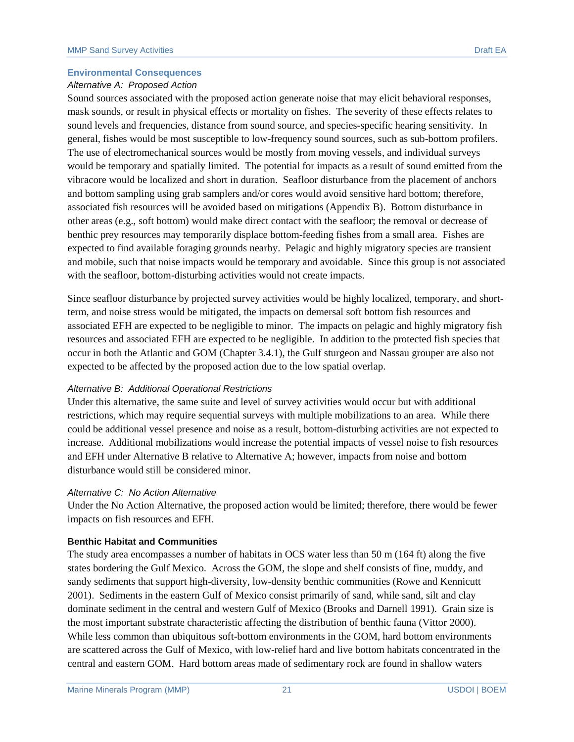### Environmental Consequences

*Alternative A: Proposed Action*

Sound sources associated with the proposed action generate noise that may elicit behavioral responses, mask sounds, or result in physical effects or mortality on fishes. The severity of these effects relates to sound levels and frequencies, distance from sound source, and species-specific hearing sensitivity. In general, fishes would be most susceptible to low-frequency sound sources, such as sub-bottom profilers. The use of electromechanical sources would be mostly from moving vessels, and individual surveys would be temporary and spatially limited. The potential for impacts as a result of sound emitted from the vibracore would be localized and short in duration. Seafloor disturbance from the placement of anchors and bottom sampling using grab samplers and/or cores would avoid sensitive hard bottom; therefore, associated fish resources will be avoided based on mitigations (Appendix B). Bottom disturbance in other areas (e.g., soft bottom) would make direct contact with the seafloor; the removal or decrease of benthic prey resources may temporarily displace bottom-feeding fishes from a small area. Fishes are expected to find available foraging grounds nearby. Pelagic and highly migratory species are transient and mobile, such that noise impacts would be temporary and avoidable. Since this group is not associated with the seafloor, bottom-disturbing activities would not create impacts.

Since seafloor disturbance by projected survey activities would be highly localized, temporary, and short-term, and noise stress would be mitigated, the impacts on demersal soft bottom fish resources and associated EFH are expected to be negligible to minor. The impacts on pelagic and highly migratory fish resources and associated EFH are expected to be negligible. In addition to the protected fish species that occur in both the Atlantic and GOM (Chapter 3.4.1), the Gulf sturgeon and Nassau grouper are also not expected to be affected by the proposed action due to the low spatial overlap.

*Alternative B: Additional Operational Restrictions*

Under this alternative, the same suite and level of survey activities would occur but with additional restrictions, which may require sequential surveys with multiple mobilizations to an area. While there could be additional vessel presence and noise as a result, bottom-disturbing activities are not expected to increase. Additional mobilizations would increase the potential impacts of vessel noise to fish resources and EFH under Alternative B relative to Alternative A; however, impacts from noise and bottom disturbance would still be considered minor.

*Alternative C: No Action Alternative*

Under the No Action Alternative, the proposed action would be limited; therefore, there would be fewer impacts on fish resources and EFH.

#### Benthic Habitat and Communities

The study area encompasses a number of habitats in OCS water less than 50 m (164 ft) along the five states bordering the Gulf Mexico. Across the GOM, the slope and shelf consists of fine, muddy, and sandy sediments that support high-diversity, low-density benthic communities (Rowe and Kennicutt 2001). Sediments in the eastern Gulf of Mexico consist primarily of sand, while sand, silt and clay dominate sediment in the central and western Gulf of Mexico (Brooks and Darnell 1991). Grain size is the most important substrate characteristic affecting the distribution of benthic fauna (Vittor 2000). While less common than ubiquitous soft-bottom environments in the GOM, hard bottom environments are scattered across the Gulf of Mexico, with low-relief hard and live bottom habitats concentrated in the central and eastern GOM. Hard bottom areas made of sedimentary rock are found in shallow waters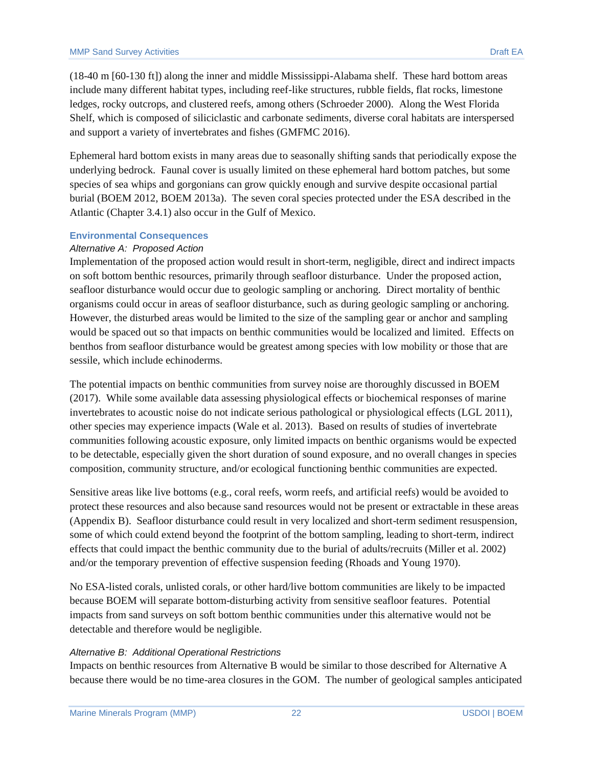(18-40 m [60-130 ft]) along the inner and middle Mississippi-Alabama shelf. These hard bottom areas include many different habitat types, including reef-like structures, rubble fields, flat rocks, limestone ledges, rocky outcrops, and clustered reefs, among others (Schroeder 2000). Along the West Florida Shelf, which is composed of siliciclastic and carbonate sediments, diverse coral habitats are interspersed and support a variety of invertebrates and fishes (GMFMC 2016).

Ephemeral hard bottom exists in many areas due to seasonally shifting sands that periodically expose the underlying bedrock. Faunal cover is usually limited on these ephemeral hard bottom patches, but some species of sea whips and gorgonians can grow quickly enough and survive despite occasional partial burial (BOEM 2012, BOEM 2013a). The seven coral species protected under the ESA described in the Atlantic (Chapter 3.4.1) also occur in the Gulf of Mexico.

### Environmental Consequences

#### *Alternative A: Proposed Action*

Implementation of the proposed action would result in short-term, negligible, direct and indirect impacts on soft bottom benthic resources, primarily through seafloor disturbance. Under the proposed action, seafloor disturbance would occur due to geologic sampling or anchoring. Direct mortality of benthic organisms could occur in areas of seafloor disturbance, such as during geologic sampling or anchoring. However, the disturbed areas would be limited to the size of the sampling gear or anchor and sampling would be spaced out so that impacts on benthic communities would be localized and limited. Effects on benthos from seafloor disturbance would be greatest among species with low mobility or those that are sessile, which include echinoderms.

The potential impacts on benthic communities from survey noise are thoroughly discussed in BOEM (2017). While some available data assessing physiological effects or biochemical responses of marine invertebrates to acoustic noise do not indicate serious pathological or physiological effects (LGL 2011), other species may experience impacts (Wale et al. 2013). Based on results of studies of invertebrate communities following acoustic exposure, only limited impacts on benthic organisms would be expected to be detectable, especially given the short duration of sound exposure, and no overall changes in species composition, community structure, and/or ecological functioning benthic communities are expected.

Sensitive areas like live bottoms (e.g., coral reefs, worm reefs, and artificial reefs) would be avoided to protect these resources and also because sand resources would not be present or extractable in these areas (Appendix B). Seafloor disturbance could result in very localized and short-term sediment resuspension, some of which could extend beyond the footprint of the bottom sampling, leading to short-term, indirect effects that could impact the benthic community due to the burial of adults/recruits (Miller et al. 2002) and/or the temporary prevention of effective suspension feeding (Rhoads and Young 1970).

No ESA-listed corals, unlisted corals, or other hard/live bottom communities are likely to be impacted because BOEM will separate bottom-disturbing activity from sensitive seafloor features. Potential impacts from sand surveys on soft bottom benthic communities under this alternative would not be detectable and therefore would be negligible.

#### *Alternative B: Additional Operational Restrictions*

Impacts on benthic resources from Alternative B would be similar to those described for Alternative A because there would be no time-area closures in the GOM. The number of geological samples anticipated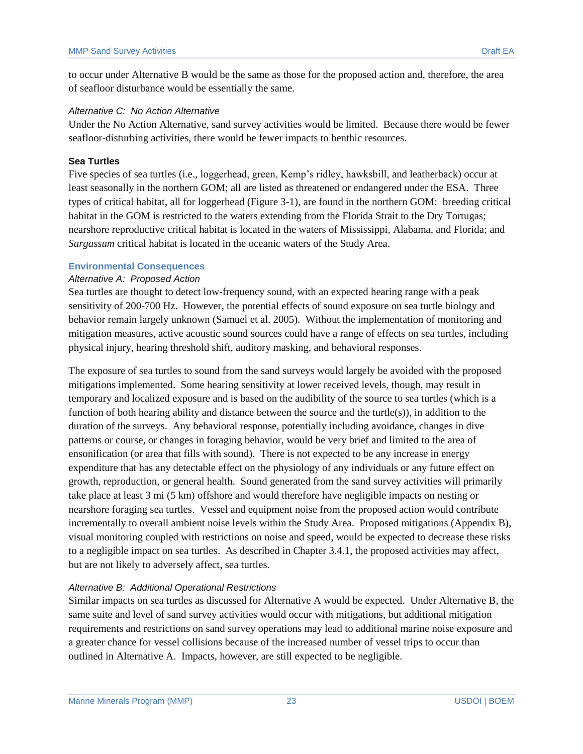to occur under Alternative B would be the same as those for the proposed action and, therefore, the area of seafloor disturbance would be essentially the same.

*Alternative C: No Action Alternative*

Under the No Action Alternative, sand survey activities would be limited. Because there would be fewer seafloor-disturbing activities, there would be fewer impacts to benthic resources.

**Sea Turtles**

Five species of sea turtles (i.e., loggerhead, green, Kemp's ridley, hawksbill, and leatherback) occur at least seasonally in the northern GOM; all are listed as threatened or endangered under the ESA. Three types of critical habitat, all for loggerhead (Figure 3-1), are found in the northern GOM: breeding critical habitat in the GOM is restricted to the waters extending from the Florida Strait to the Dry Tortugas; nearshore reproductive critical habitat is located in the waters of Mississippi, Alabama, and Florida; and *Sargassum* critical habitat is located in the oceanic waters of the Study Area.

**Environmental Consequences**

*Alternative A: Proposed Action*

Sea turtles are thought to detect low-frequency sound, with an expected hearing range with a peak sensitivity of 200-700 Hz. However, the potential effects of sound exposure on sea turtle biology and behavior remain largely unknown (Samuel et al. 2005). Without the implementation of monitoring and mitigation measures, active acoustic sound sources could have a range of effects on sea turtles, including physical injury, hearing threshold shift, auditory masking, and behavioral responses.

The exposure of sea turtles to sound from the sand surveys would largely be avoided with the proposed mitigations implemented. Some hearing sensitivity at lower received levels, though, may result in temporary and localized exposure and is based on the audibility of the source to sea turtles (which is a function of both hearing ability and distance between the source and the turtle(s)), in addition to the duration of the surveys. Any behavioral response, potentially including avoidance, changes in dive patterns or course, or changes in foraging behavior, would be very brief and limited to the area of ensonification (or area that fills with sound). There is not expected to be any increase in energy expenditure that has any detectable effect on the physiology of any individuals or any future effect on growth, reproduction, or general health. Sound generated from the sand survey activities will primarily take place at least 3 mi (5 km) offshore and would therefore have negligible impacts on nesting or nearshore foraging sea turtles. Vessel and equipment noise from the proposed action would contribute incrementally to overall ambient noise levels within the Study Area. Proposed mitigations (Appendix B), visual monitoring coupled with restrictions on noise and speed, would be expected to decrease these risks to a negligible impact on sea turtles. As described in Chapter 3.4.1, the proposed activities may affect, but are not likely to adversely affect, sea turtles.

*Alternative B: Additional Operational Restrictions*

Similar impacts on sea turtles as discussed for Alternative A would be expected. Under Alternative B, the same suite and level of sand survey activities would occur with mitigations, but additional mitigation requirements and restrictions on sand survey operations may lead to additional marine noise exposure and a greater chance for vessel collisions because of the increased number of vessel trips to occur than outlined in Alternative A. Impacts, however, are still expected to be negligible.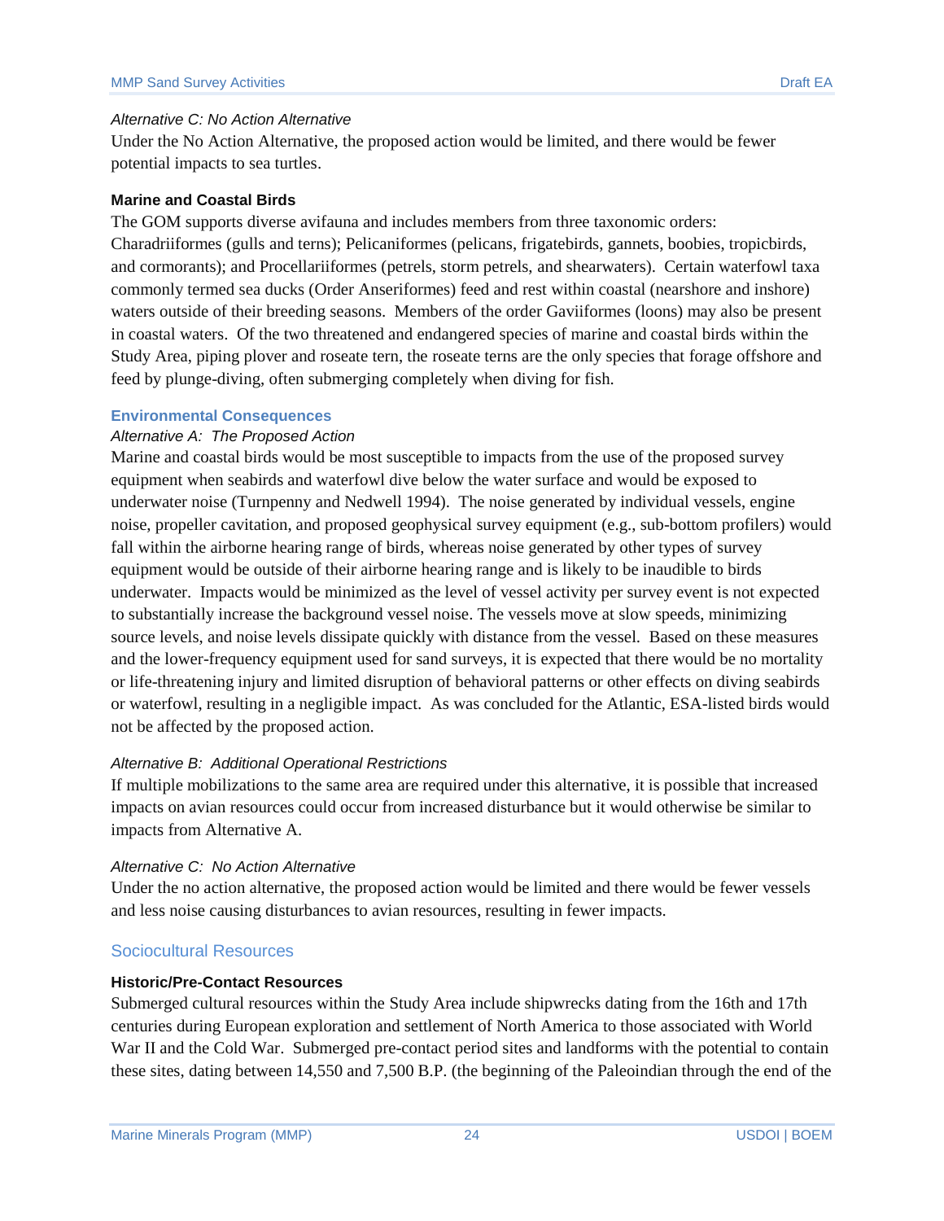*Alternative C: No Action Alternative*

Under the No Action Alternative, the proposed action would be limited, and there would be fewer potential impacts to sea turtles.

**Marine and Coastal Birds**

The GOM supports diverse avifauna and includes members from three taxonomic orders: Charadriiformes (gulls and terns); Pelicaniformes (pelicans, frigatebirds, gannets, boobies, tropicbirds, and cormorants); and Procellariiformes (petrels, storm petrels, and shearwaters). Certain waterfowl taxa commonly termed sea ducks (Order Anseriformes) feed and rest within coastal (nearshore and inshore) waters outside of their breeding seasons. Members of the order Gaviiformes (loons) may also be present in coastal waters. Of the two threatened and endangered species of marine and coastal birds within the Study Area, piping plover and roseate tern, the roseate terns are the only species that forage offshore and feed by plunge-diving, often submerging completely when diving for fish.

#### Environmental Consequences

*Alternative A: The Proposed Action*

Marine and coastal birds would be most susceptible to impacts from the use of the proposed survey equipment when seabirds and waterfowl dive below the water surface and would be exposed to underwater noise (Turnpenny and Nedwell 1994). The noise generated by individual vessels, engine noise, propeller cavitation, and proposed geophysical survey equipment (e.g., sub-bottom profilers) would fall within the airborne hearing range of birds, whereas noise generated by other types of survey equipment would be outside of their airborne hearing range and is likely to be inaudible to birds underwater. Impacts would be minimized as the level of vessel activity per survey event is not expected to substantially increase the background vessel noise. The vessels move at slow speeds, minimizing source levels, and noise levels dissipate quickly with distance from the vessel. Based on these measures and the lower-frequency equipment used for sand surveys, it is expected that there would be no mortality or life-threatening injury and limited disruption of behavioral patterns or other effects on diving seabirds or waterfowl, resulting in a negligible impact. As was concluded for the Atlantic, ESA-listed birds would not be affected by the proposed action.

*Alternative B: Additional Operational Restrictions*

If multiple mobilizations to the same area are required under this alternative, it is possible that increased impacts on avian resources could occur from increased disturbance but it would otherwise be similar to impacts from Alternative A.

*Alternative C: No Action Alternative*

Under the no action alternative, the proposed action would be limited and there would be fewer vessels and less noise causing disturbances to avian resources, resulting in fewer impacts.

### Sociocultural Resources

**Historic/Pre-Contact Resources**

Submerged cultural resources within the Study Area include shipwrecks dating from the 16th and 17th centuries during European exploration and settlement of North America to those associated with World War II and the Cold War. Submerged pre-contact period sites and landforms with the potential to contain these sites, dating between 14,550 and 7,500 B.P. (the beginning of the Paleoindian through the end of the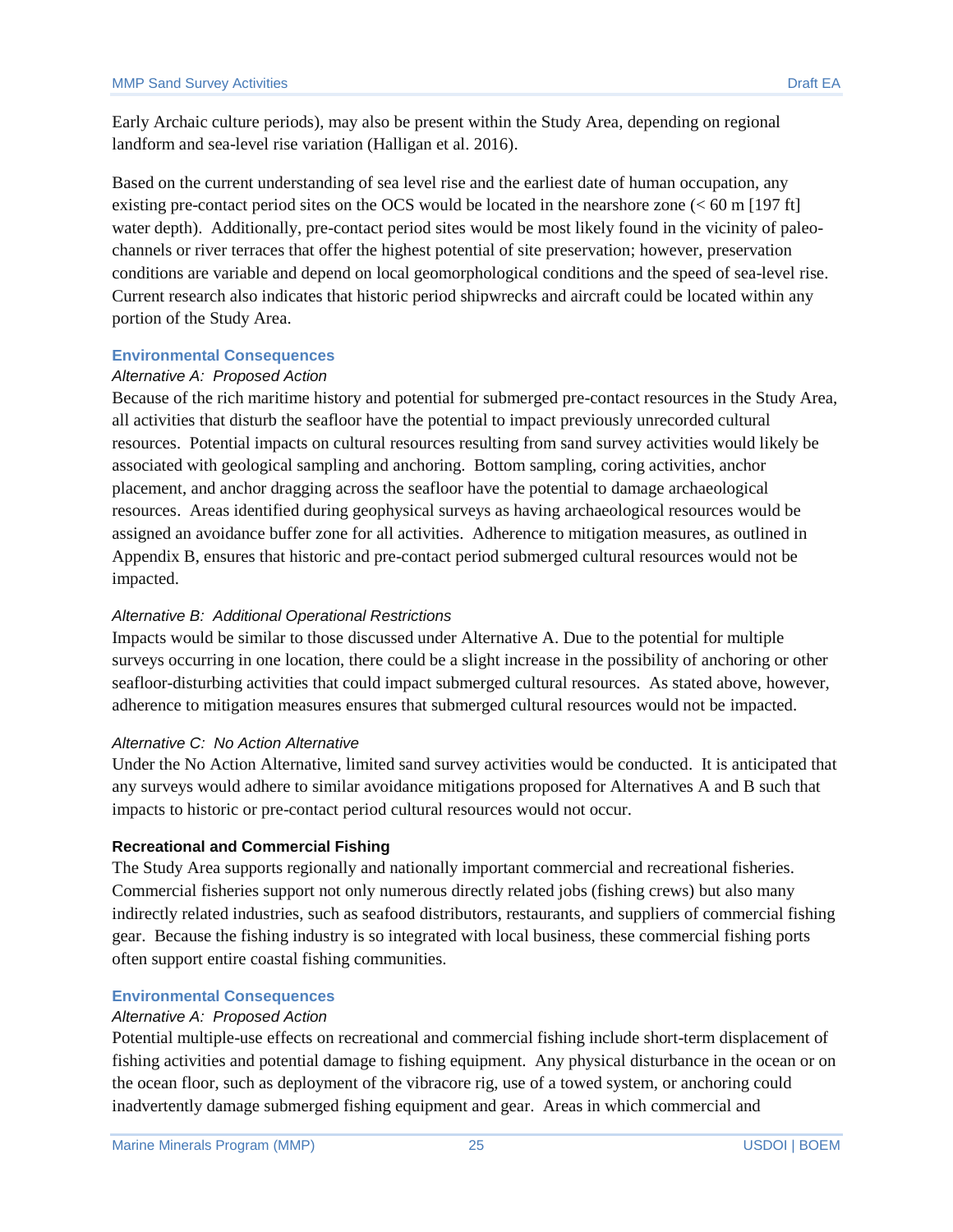Early Archaic culture periods), may also be present within the Study Area, depending on regional landform and sea-level rise variation (Halligan et al. 2016).

Based on the current understanding of sea level rise and the earliest date of human occupation, any existing pre-contact period sites on the OCS would be located in the nearshore zone (< 60 m [197 ft] water depth). Additionally, pre-contact period sites would be most likely found in the vicinity of paleo-channels or river terraces that offer the highest potential of site preservation; however, preservation conditions are variable and depend on local geomorphological conditions and the speed of sea-level rise. Current research also indicates that historic period shipwrecks and aircraft could be located within any portion of the Study Area.

#### Environmental Consequences

*Alternative A: Proposed Action*

Because of the rich maritime history and potential for submerged pre-contact resources in the Study Area, all activities that disturb the seafloor have the potential to impact previously unrecorded cultural resources. Potential impacts on cultural resources resulting from sand survey activities would likely be associated with geological sampling and anchoring. Bottom sampling, coring activities, anchor placement, and anchor dragging across the seafloor have the potential to damage archaeological resources. Areas identified during geophysical surveys as having archaeological resources would be assigned an avoidance buffer zone for all activities. Adherence to mitigation measures, as outlined in Appendix B, ensures that historic and pre-contact period submerged cultural resources would not be impacted.

*Alternative B: Additional Operational Restrictions*

Impacts would be similar to those discussed under Alternative A. Due to the potential for multiple surveys occurring in one location, there could be a slight increase in the possibility of anchoring or other seafloor-disturbing activities that could impact submerged cultural resources. As stated above, however, adherence to mitigation measures ensures that submerged cultural resources would not be impacted.

*Alternative C: No Action Alternative*

Under the No Action Alternative, limited sand survey activities would be conducted. It is anticipated that any surveys would adhere to similar avoidance mitigations proposed for Alternatives A and B such that impacts to historic or pre-contact period cultural resources would not occur.

### Recreational and Commercial Fishing

The Study Area supports regionally and nationally important commercial and recreational fisheries. Commercial fisheries support not only numerous directly related jobs (fishing crews) but also many indirectly related industries, such as seafood distributors, restaurants, and suppliers of commercial fishing gear. Because the fishing industry is so integrated with local business, these commercial fishing ports often support entire coastal fishing communities.

#### Environmental Consequences

*Alternative A: Proposed Action*

Potential multiple-use effects on recreational and commercial fishing include short-term displacement of fishing activities and potential damage to fishing equipment. Any physical disturbance in the ocean or on the ocean floor, such as deployment of the vibracore rig, use of a towed system, or anchoring could inadvertently damage submerged fishing equipment and gear. Areas in which commercial and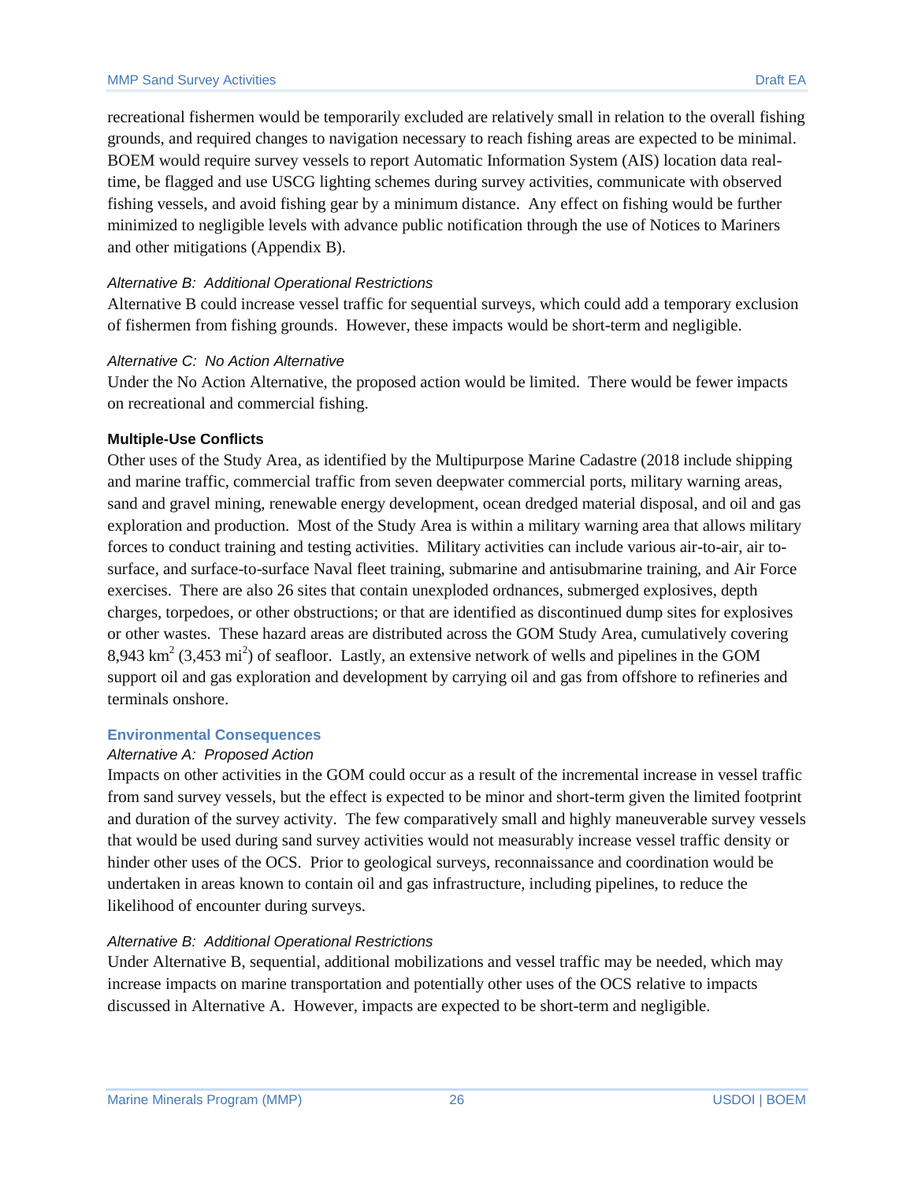recreational fishermen would be temporarily excluded are relatively small in relation to the overall fishing grounds, and required changes to navigation necessary to reach fishing areas are expected to be minimal. BOEM would require survey vessels to report Automatic Information System (AIS) location data real-time, be flagged and use USCG lighting schemes during survey activities, communicate with observed fishing vessels, and avoid fishing gear by a minimum distance. Any effect on fishing would be further minimized to negligible levels with advance public notification through the use of Notices to Mariners and other mitigations (Appendix B).

*Alternative B: Additional Operational Restrictions*

Alternative B could increase vessel traffic for sequential surveys, which could add a temporary exclusion of fishermen from fishing grounds. However, these impacts would be short-term and negligible.

*Alternative C: No Action Alternative*

Under the No Action Alternative, the proposed action would be limited. There would be fewer impacts on recreational and commercial fishing.

**Multiple-Use Conflicts**

Other uses of the Study Area, as identified by the Multipurpose Marine Cadastre (2018 include shipping and marine traffic, commercial traffic from seven deepwater commercial ports, military warning areas, sand and gravel mining, renewable energy development, ocean dredged material disposal, and oil and gas exploration and production. Most of the Study Area is within a military warning area that allows military forces to conduct training and testing activities. Military activities can include various air-to-air, air to-surface, and surface-to-surface Naval fleet training, submarine and antisubmarine training, and Air Force exercises. There are also 26 sites that contain unexploded ordnances, submerged explosives, depth charges, torpedoes, or other obstructions; or that are identified as discontinued dump sites for explosives or other wastes. These hazard areas are distributed across the GOM Study Area, cumulatively covering 8,943 $km^2$ (3,453 $mi^2$) of seafloor. Lastly, an extensive network of wells and pipelines in the GOM support oil and gas exploration and development by carrying oil and gas from offshore to refineries and terminals onshore.

### Environmental Consequences

*Alternative A: Proposed Action*

Impacts on other activities in the GOM could occur as a result of the incremental increase in vessel traffic from sand survey vessels, but the effect is expected to be minor and short-term given the limited footprint and duration of the survey activity. The few comparatively small and highly maneuverable survey vessels that would be used during sand survey activities would not measurably increase vessel traffic density or hinder other uses of the OCS. Prior to geological surveys, reconnaissance and coordination would be undertaken in areas known to contain oil and gas infrastructure, including pipelines, to reduce the likelihood of encounter during surveys.

*Alternative B: Additional Operational Restrictions*

Under Alternative B, sequential, additional mobilizations and vessel traffic may be needed, which may increase impacts on marine transportation and potentially other uses of the OCS relative to impacts discussed in Alternative A. However, impacts are expected to be short-term and negligible.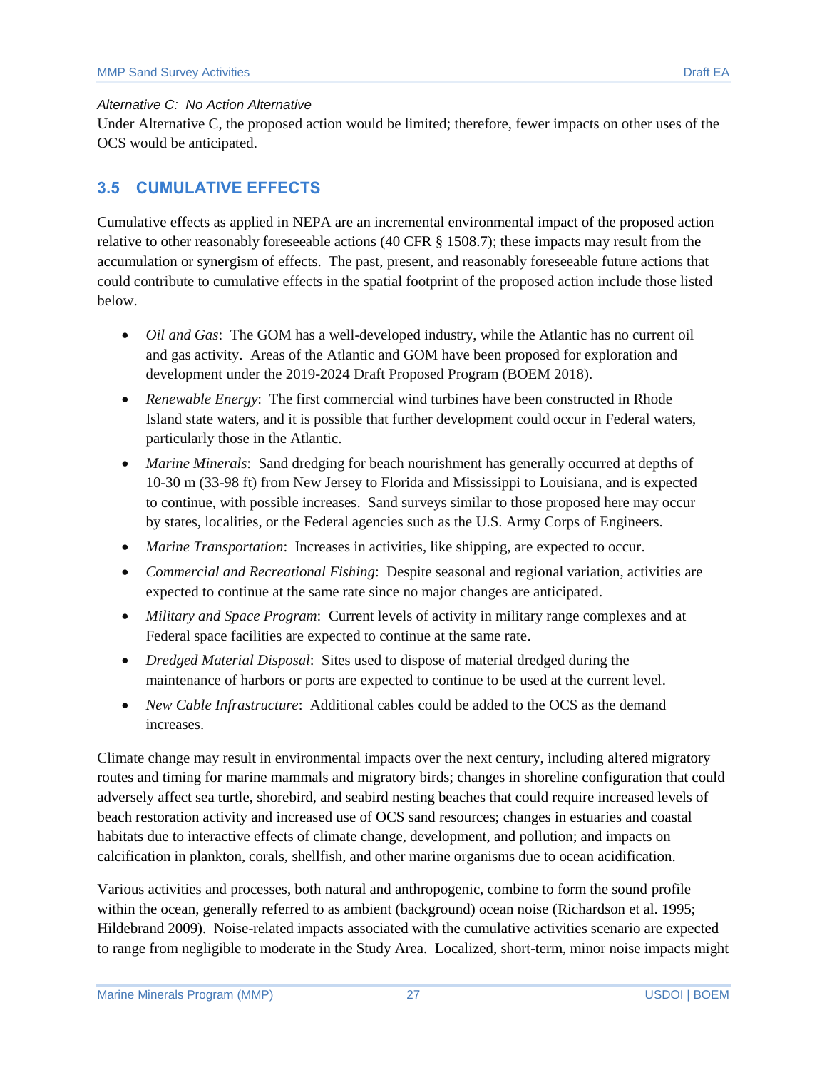*Alternative C: No Action Alternative*

Under Alternative C, the proposed action would be limited; therefore, fewer impacts on other uses of the OCS would be anticipated.

## 3.5 CUMULATIVE EFFECTS

Cumulative effects as applied in NEPA are an incremental environmental impact of the proposed action relative to other reasonably foreseeable actions (40 CFR § 1508.7); these impacts may result from the accumulation or synergism of effects. The past, present, and reasonably foreseeable future actions that could contribute to cumulative effects in the spatial footprint of the proposed action include those listed below.

- *Oil and Gas*: The GOM has a well-developed industry, while the Atlantic has no current oil and gas activity. Areas of the Atlantic and GOM have been proposed for exploration and development under the 2019-2024 Draft Proposed Program (BOEM 2018).
- *Renewable Energy*: The first commercial wind turbines have been constructed in Rhode Island state waters, and it is possible that further development could occur in Federal waters, particularly those in the Atlantic.
- *Marine Minerals*: Sand dredging for beach nourishment has generally occurred at depths of 10-30 m (33-98 ft) from New Jersey to Florida and Mississippi to Louisiana, and is expected to continue, with possible increases. Sand surveys similar to those proposed here may occur by states, localities, or the Federal agencies such as the U.S. Army Corps of Engineers.
- *Marine Transportation*: Increases in activities, like shipping, are expected to occur.
- *Commercial and Recreational Fishing*: Despite seasonal and regional variation, activities are expected to continue at the same rate since no major changes are anticipated.
- *Military and Space Program*: Current levels of activity in military range complexes and at Federal space facilities are expected to continue at the same rate.
- *Dredged Material Disposal*: Sites used to dispose of material dredged during the maintenance of harbors or ports are expected to continue to be used at the current level.
- *New Cable Infrastructure*: Additional cables could be added to the OCS as the demand increases.

Climate change may result in environmental impacts over the next century, including altered migratory routes and timing for marine mammals and migratory birds; changes in shoreline configuration that could adversely affect sea turtle, shorebird, and seabird nesting beaches that could require increased levels of beach restoration activity and increased use of OCS sand resources; changes in estuaries and coastal habitats due to interactive effects of climate change, development, and pollution; and impacts on calcification in plankton, corals, shellfish, and other marine organisms due to ocean acidification.

Various activities and processes, both natural and anthropogenic, combine to form the sound profile within the ocean, generally referred to as ambient (background) ocean noise (Richardson et al. 1995; Hildebrand 2009). Noise-related impacts associated with the cumulative activities scenario are expected to range from negligible to moderate in the Study Area. Localized, short-term, minor noise impacts might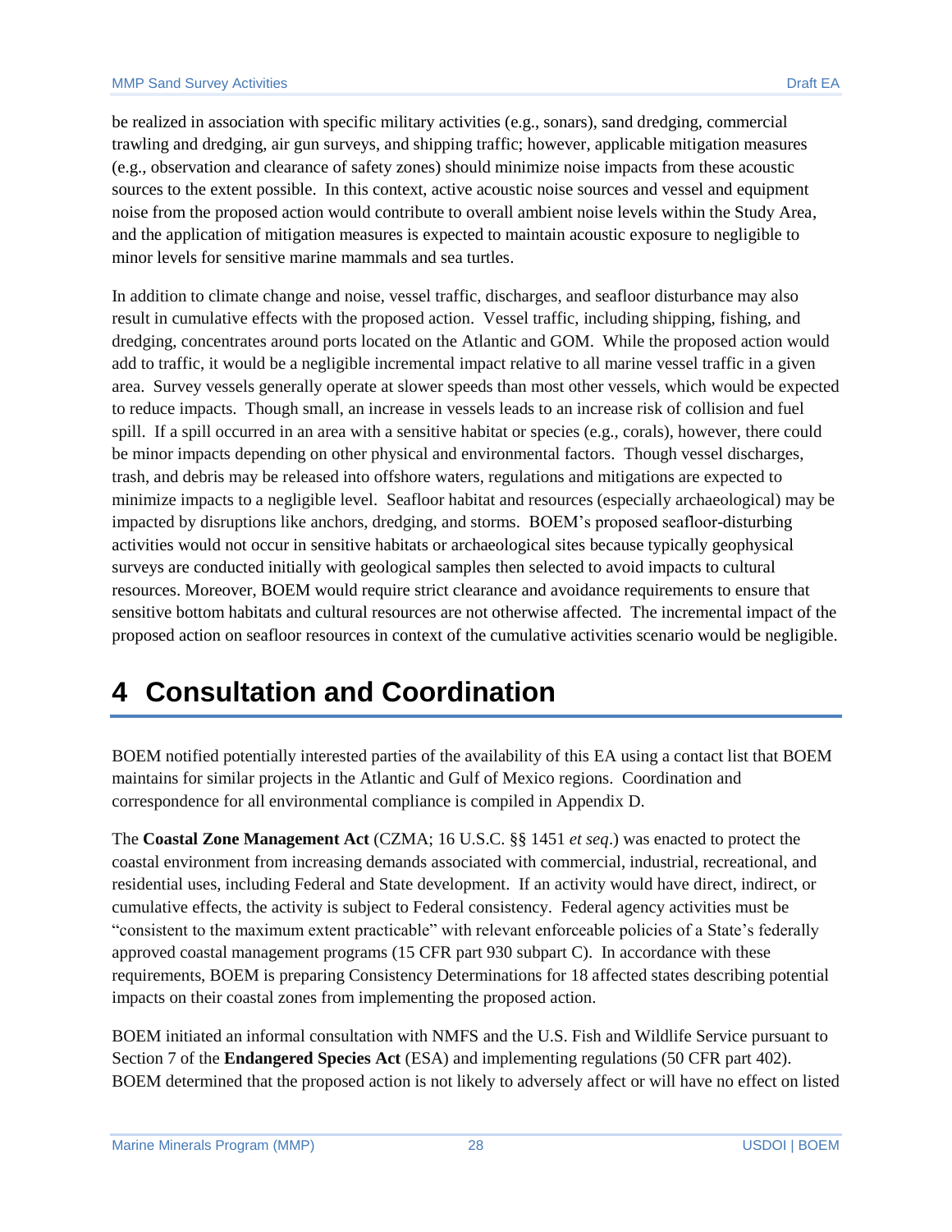be realized in association with specific military activities (e.g., sonars), sand dredging, commercial trawling and dredging, air gun surveys, and shipping traffic; however, applicable mitigation measures (e.g., observation and clearance of safety zones) should minimize noise impacts from these acoustic sources to the extent possible. In this context, active acoustic noise sources and vessel and equipment noise from the proposed action would contribute to overall ambient noise levels within the Study Area, and the application of mitigation measures is expected to maintain acoustic exposure to negligible to minor levels for sensitive marine mammals and sea turtles.

In addition to climate change and noise, vessel traffic, discharges, and seafloor disturbance may also result in cumulative effects with the proposed action. Vessel traffic, including shipping, fishing, and dredging, concentrates around ports located on the Atlantic and GOM. While the proposed action would add to traffic, it would be a negligible incremental impact relative to all marine vessel traffic in a given area. Survey vessels generally operate at slower speeds than most other vessels, which would be expected to reduce impacts. Though small, an increase in vessels leads to an increase risk of collision and fuel spill. If a spill occurred in an area with a sensitive habitat or species (e.g., corals), however, there could be minor impacts depending on other physical and environmental factors. Though vessel discharges, trash, and debris may be released into offshore waters, regulations and mitigations are expected to minimize impacts to a negligible level. Seafloor habitat and resources (especially archaeological) may be impacted by disruptions like anchors, dredging, and storms. BOEM's proposed seafloor-disturbing activities would not occur in sensitive habitats or archaeological sites because typically geophysical surveys are conducted initially with geological samples then selected to avoid impacts to cultural resources. Moreover, BOEM would require strict clearance and avoidance requirements to ensure that sensitive bottom habitats and cultural resources are not otherwise affected. The incremental impact of the proposed action on seafloor resources in context of the cumulative activities scenario would be negligible.

# 4 Consultation and Coordination

BOEM notified potentially interested parties of the availability of this EA using a contact list that BOEM maintains for similar projects in the Atlantic and Gulf of Mexico regions. Coordination and correspondence for all environmental compliance is compiled in Appendix D.

The **Coastal Zone Management Act** (CZMA; 16 U.S.C. §§ 1451 *et seq*.) was enacted to protect the coastal environment from increasing demands associated with commercial, industrial, recreational, and residential uses, including Federal and State development. If an activity would have direct, indirect, or cumulative effects, the activity is subject to Federal consistency. Federal agency activities must be "consistent to the maximum extent practicable" with relevant enforceable policies of a State's federally approved coastal management programs (15 CFR part 930 subpart C). In accordance with these requirements, BOEM is preparing Consistency Determinations for 18 affected states describing potential impacts on their coastal zones from implementing the proposed action.

BOEM initiated an informal consultation with NMFS and the U.S. Fish and Wildlife Service pursuant to Section 7 of the **Endangered Species Act** (ESA) and implementing regulations (50 CFR part 402). BOEM determined that the proposed action is not likely to adversely affect or will have no effect on listed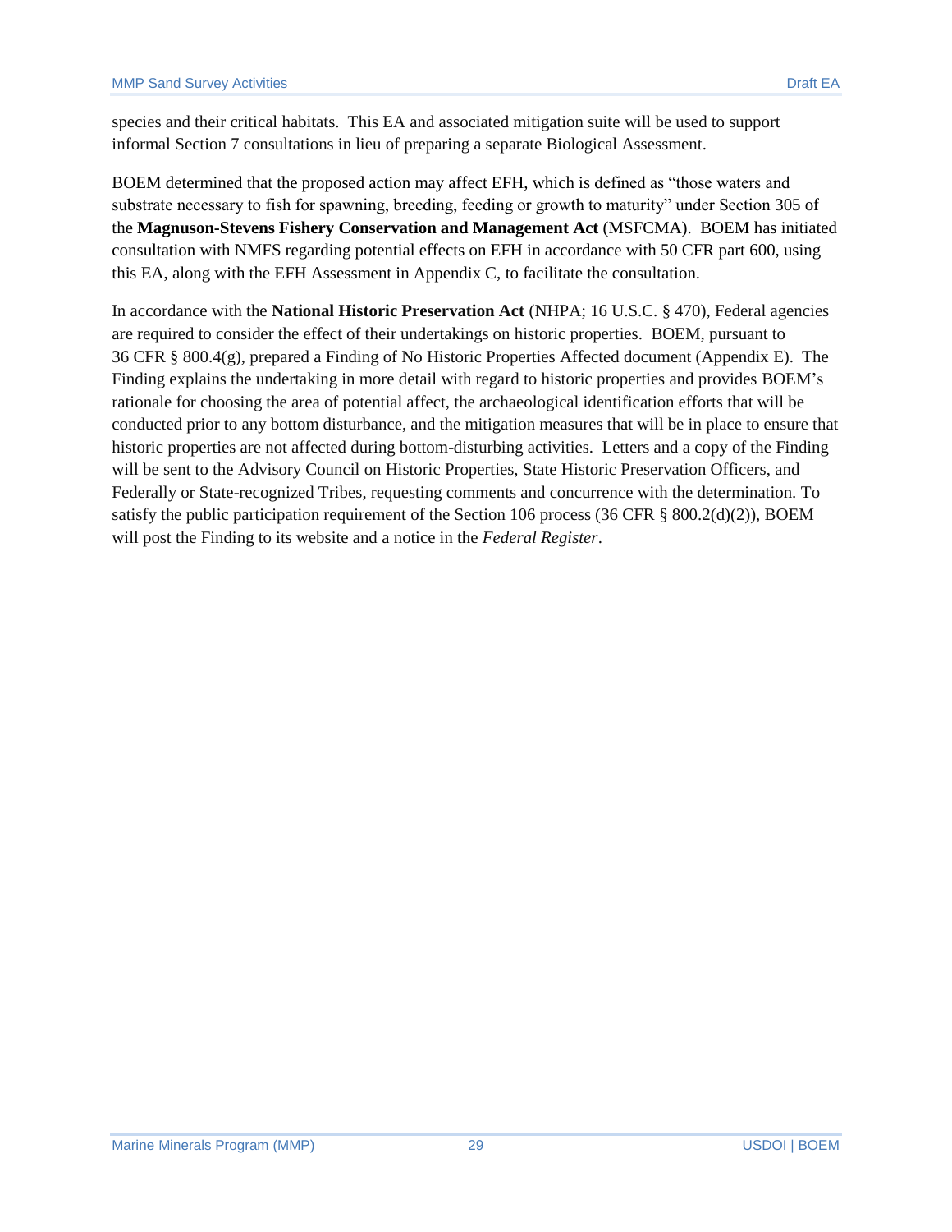species and their critical habitats. This EA and associated mitigation suite will be used to support informal Section 7 consultations in lieu of preparing a separate Biological Assessment.

BOEM determined that the proposed action may affect EFH, which is defined as "those waters and substrate necessary to fish for spawning, breeding, feeding or growth to maturity" under Section 305 of the **Magnuson-Stevens Fishery Conservation and Management Act** (MSFCMA). BOEM has initiated consultation with NMFS regarding potential effects on EFH in accordance with 50 CFR part 600, using this EA, along with the EFH Assessment in Appendix C, to facilitate the consultation.

In accordance with the **National Historic Preservation Act** (NHPA; 16 U.S.C. § 470), Federal agencies are required to consider the effect of their undertakings on historic properties. BOEM, pursuant to 36 CFR § 800.4(g), prepared a Finding of No Historic Properties Affected document (Appendix E). The Finding explains the undertaking in more detail with regard to historic properties and provides BOEM's rationale for choosing the area of potential affect, the archaeological identification efforts that will be conducted prior to any bottom disturbance, and the mitigation measures that will be in place to ensure that historic properties are not affected during bottom-disturbing activities. Letters and a copy of the Finding will be sent to the Advisory Council on Historic Properties, State Historic Preservation Officers, and Federally or State-recognized Tribes, requesting comments and concurrence with the determination. To satisfy the public participation requirement of the Section 106 process (36 CFR § 800.2(d)(2)), BOEM will post the Finding to its website and a notice in the *Federal Register*.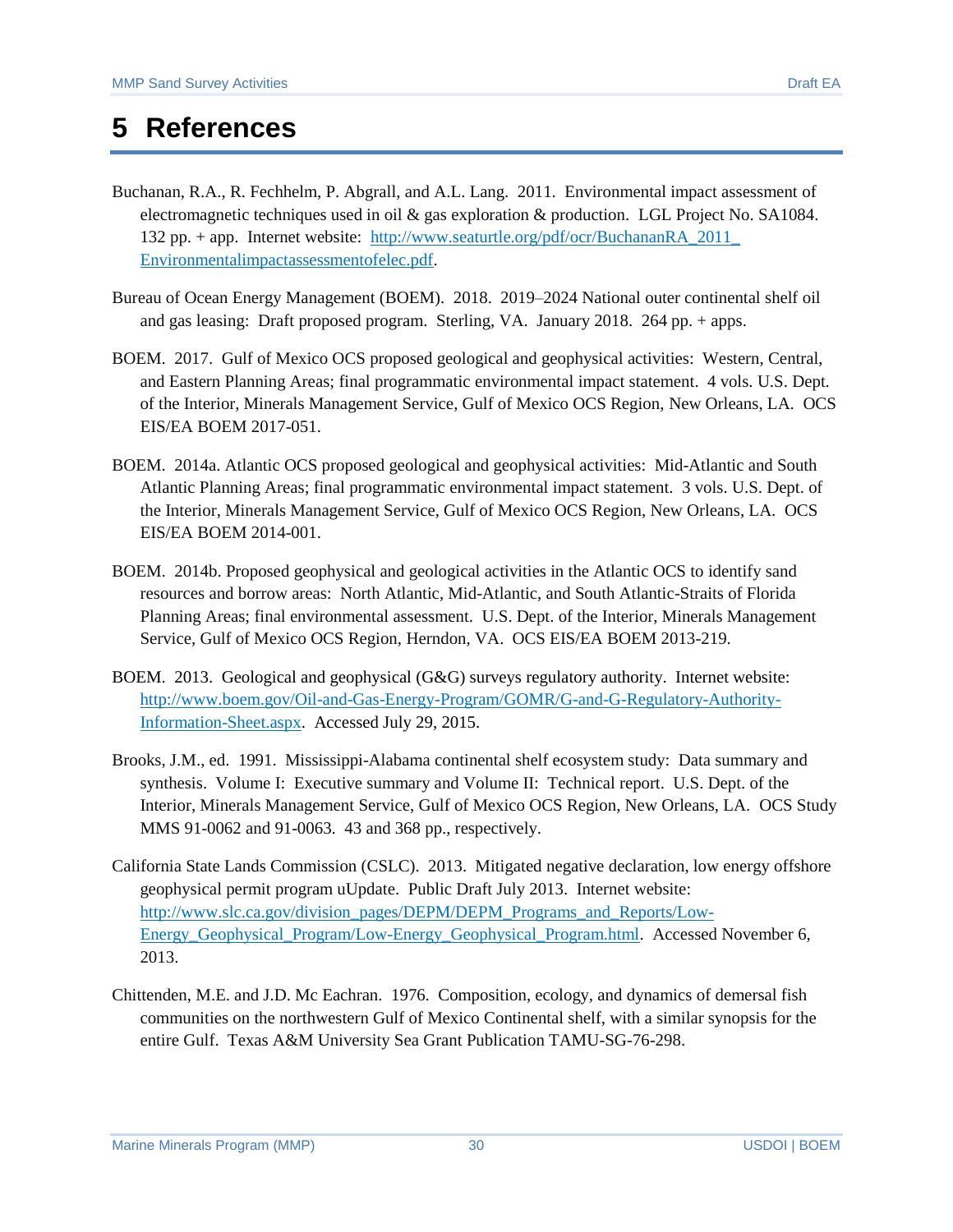# 5 References

Buchanan, R.A., R. Fechhelm, P. Abgrall, and A.L. Lang. 2011. Environmental impact assessment of electromagnetic techniques used in oil & gas exploration & production. LGL Project No. SA1084. 132 pp. + app. Internet website: http://www.seaturtle.org/pdf/ocr/BuchananRA_2011_Environmentalimpactassessmentofelec.pdf.

Bureau of Ocean Energy Management (BOEM). 2018. 2019–2024 National outer continental shelf oil and gas leasing: Draft proposed program. Sterling, VA. January 2018. 264 pp. + apps.

BOEM. 2017. Gulf of Mexico OCS proposed geological and geophysical activities: Western, Central, and Eastern Planning Areas; final programmatic environmental impact statement. 4 vols. U.S. Dept. of the Interior, Minerals Management Service, Gulf of Mexico OCS Region, New Orleans, LA. OCS EIS/EA BOEM 2017-051.

BOEM. 2014a. Atlantic OCS proposed geological and geophysical activities: Mid-Atlantic and South Atlantic Planning Areas; final programmatic environmental impact statement. 3 vols. U.S. Dept. of the Interior, Minerals Management Service, Gulf of Mexico OCS Region, New Orleans, LA. OCS EIS/EA BOEM 2014-001.

BOEM. 2014b. Proposed geophysical and geological activities in the Atlantic OCS to identify sand resources and borrow areas: North Atlantic, Mid-Atlantic, and South Atlantic-Straits of Florida Planning Areas; final environmental assessment. U.S. Dept. of the Interior, Minerals Management Service, Gulf of Mexico OCS Region, Herndon, VA. OCS EIS/EA BOEM 2013-219.

BOEM. 2013. Geological and geophysical (G&G) surveys regulatory authority. Internet website: http://www.boem.gov/Oil-and-Gas-Energy-Program/GOMR/G-and-G-Regulatory-Authority-Information-Sheet.aspx. Accessed July 29, 2015.

Brooks, J.M., ed. 1991. Mississippi-Alabama continental shelf ecosystem study: Data summary and synthesis. Volume I: Executive summary and Volume II: Technical report. U.S. Dept. of the Interior, Minerals Management Service, Gulf of Mexico OCS Region, New Orleans, LA. OCS Study MMS 91-0062 and 91-0063. 43 and 368 pp., respectively.

California State Lands Commission (CSLC). 2013. Mitigated negative declaration, low energy offshore geophysical permit program uUpdate. Public Draft July 2013. Internet website: http://www.slc.ca.gov/division_pages/DEPM/DEPM_Programs_and_Reports/Low-Energy_Geophysical_Program/Low-Energy_Geophysical_Program.html. Accessed November 6, 2013.

Chittenden, M.E. and J.D. Mc Eachran. 1976. Composition, ecology, and dynamics of demersal fish communities on the northwestern Gulf of Mexico Continental shelf, with a similar synopsis for the entire Gulf. Texas A&M University Sea Grant Publication TAMU-SG-76-298.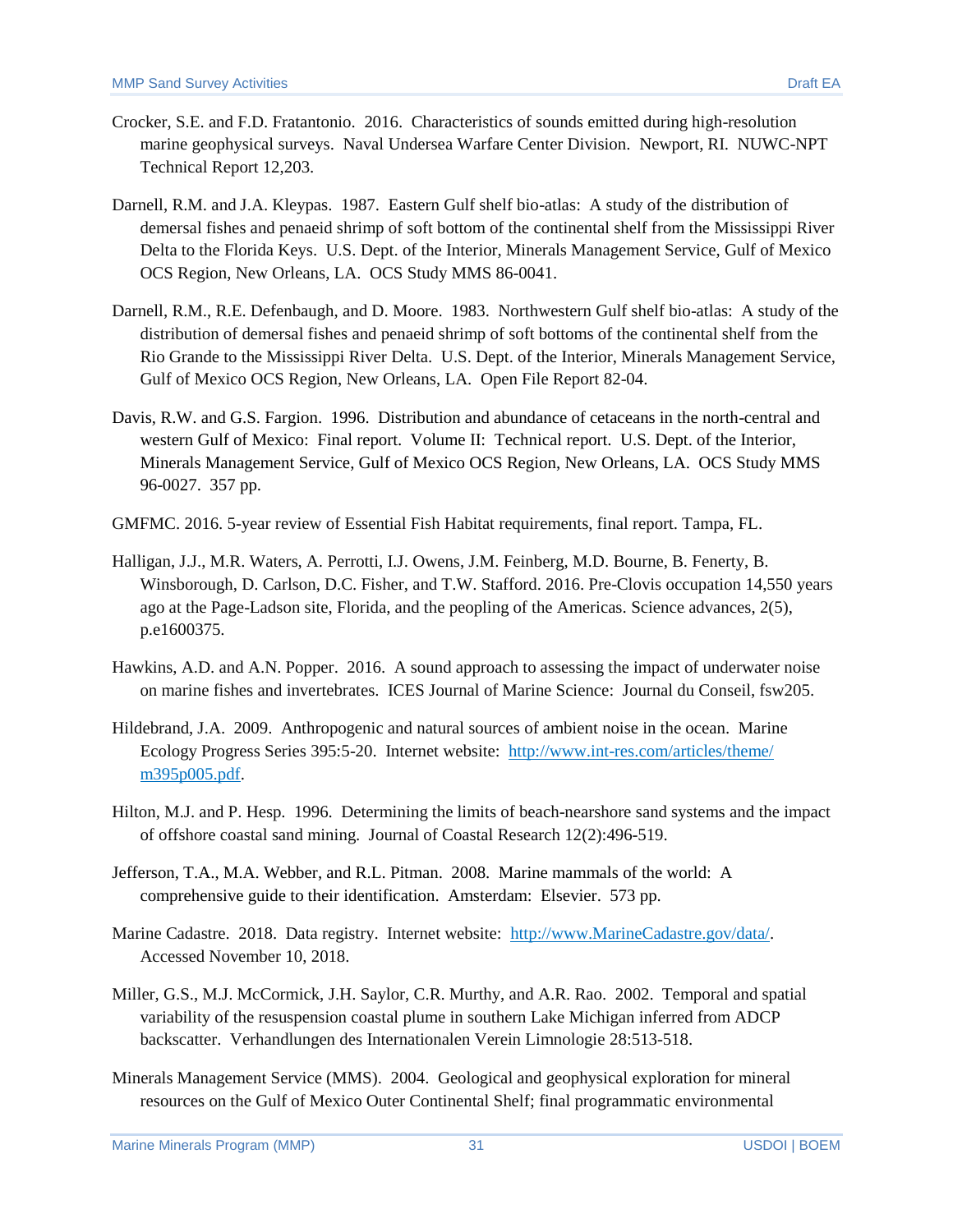Crocker, S.E. and F.D. Fratantonio. 2016. Characteristics of sounds emitted during high-resolution marine geophysical surveys. Naval Undersea Warfare Center Division. Newport, RI. NUWC-NPT Technical Report 12,203.

Darnell, R.M. and J.A. Kleypas. 1987. Eastern Gulf shelf bio-atlas: A study of the distribution of demersal fishes and penaeid shrimp of soft bottom of the continental shelf from the Mississippi River Delta to the Florida Keys. U.S. Dept. of the Interior, Minerals Management Service, Gulf of Mexico OCS Region, New Orleans, LA. OCS Study MMS 86-0041.

Darnell, R.M., R.E. Defenbaugh, and D. Moore. 1983. Northwestern Gulf shelf bio-atlas: A study of the distribution of demersal fishes and penaeid shrimp of soft bottoms of the continental shelf from the Rio Grande to the Mississippi River Delta. U.S. Dept. of the Interior, Minerals Management Service, Gulf of Mexico OCS Region, New Orleans, LA. Open File Report 82-04.

Davis, R.W. and G.S. Fargion. 1996. Distribution and abundance of cetaceans in the north-central and western Gulf of Mexico: Final report. Volume II: Technical report. U.S. Dept. of the Interior, Minerals Management Service, Gulf of Mexico OCS Region, New Orleans, LA. OCS Study MMS 96-0027. 357 pp.

GMFMC. 2016. 5-year review of Essential Fish Habitat requirements, final report. Tampa, FL.

Halligan, J.J., M.R. Waters, A. Perrotti, I.J. Owens, J.M. Feinberg, M.D. Bourne, B. Fenerty, B. Winsborough, D. Carlson, D.C. Fisher, and T.W. Stafford. 2016. Pre-Clovis occupation 14,550 years ago at the Page-Ladson site, Florida, and the peopling of the Americas. Science advances, 2(5), p.e1600375.

Hawkins, A.D. and A.N. Popper. 2016. A sound approach to assessing the impact of underwater noise on marine fishes and invertebrates. ICES Journal of Marine Science: Journal du Conseil, fsw205.

Hildebrand, J.A. 2009. Anthropogenic and natural sources of ambient noise in the ocean. Marine Ecology Progress Series 395:5-20. Internet website: http://www.int-res.com/articles/theme/m395p005.pdf.

Hilton, M.J. and P. Hesp. 1996. Determining the limits of beach-nearshore sand systems and the impact of offshore coastal sand mining. Journal of Coastal Research 12(2):496-519.

Jefferson, T.A., M.A. Webber, and R.L. Pitman. 2008. Marine mammals of the world: A comprehensive guide to their identification. Amsterdam: Elsevier. 573 pp.

Marine Cadastre. 2018. Data registry. Internet website: http://www.MarineCadastre.gov/data/. Accessed November 10, 2018.

Miller, G.S., M.J. McCormick, J.H. Saylor, C.R. Murthy, and A.R. Rao. 2002. Temporal and spatial variability of the resuspension coastal plume in southern Lake Michigan inferred from ADCP backscatter. Verhandlungen des Internationalen Verein Limnologie 28:513-518.

Minerals Management Service (MMS). 2004. Geological and geophysical exploration for mineral resources on the Gulf of Mexico Outer Continental Shelf; final programmatic environmental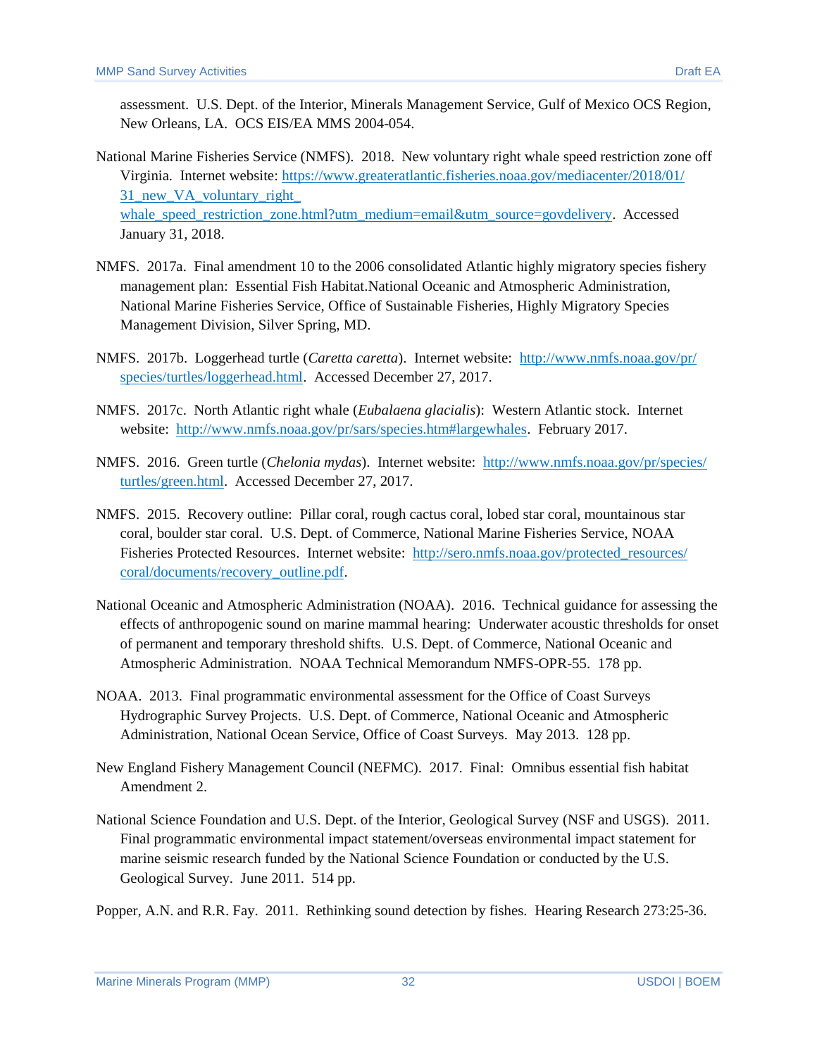assessment. U.S. Dept. of the Interior, Minerals Management Service, Gulf of Mexico OCS Region, New Orleans, LA. OCS EIS/EA MMS 2004-054.

National Marine Fisheries Service (NMFS). 2018. New voluntary right whale speed restriction zone off Virginia. Internet website: https://www.greateratlantic.fisheries.noaa.gov/mediacenter/2018/01/31_new_VA_voluntary_right_whale_speed_restriction_zone.html?utm_medium=email&utm_source=govdelivery. Accessed January 31, 2018.

NMFS. 2017a. Final amendment 10 to the 2006 consolidated Atlantic highly migratory species fishery management plan: Essential Fish Habitat.National Oceanic and Atmospheric Administration, National Marine Fisheries Service, Office of Sustainable Fisheries, Highly Migratory Species Management Division, Silver Spring, MD.

NMFS. 2017b. Loggerhead turtle (*Caretta caretta*). Internet website: http://www.nmfs.noaa.gov/pr/species/turtles/loggerhead.html. Accessed December 27, 2017.

NMFS. 2017c. North Atlantic right whale (*Eubalaena glacialis*): Western Atlantic stock. Internet website: http://www.nmfs.noaa.gov/pr/sars/species.htm#largewhales. February 2017.

NMFS. 2016. Green turtle (*Chelonia mydas*). Internet website: http://www.nmfs.noaa.gov/pr/species/turtles/green.html. Accessed December 27, 2017.

NMFS. 2015. Recovery outline: Pillar coral, rough cactus coral, lobed star coral, mountainous star coral, boulder star coral. U.S. Dept. of Commerce, National Marine Fisheries Service, NOAA Fisheries Protected Resources. Internet website: http://sero.nmfs.noaa.gov/protected_resources/coral/documents/recovery_outline.pdf.

National Oceanic and Atmospheric Administration (NOAA). 2016. Technical guidance for assessing the effects of anthropogenic sound on marine mammal hearing: Underwater acoustic thresholds for onset of permanent and temporary threshold shifts. U.S. Dept. of Commerce, National Oceanic and Atmospheric Administration. NOAA Technical Memorandum NMFS-OPR-55. 178 pp.

NOAA. 2013. Final programmatic environmental assessment for the Office of Coast Surveys Hydrographic Survey Projects. U.S. Dept. of Commerce, National Oceanic and Atmospheric Administration, National Ocean Service, Office of Coast Surveys. May 2013. 128 pp.

New England Fishery Management Council (NEFMC). 2017. Final: Omnibus essential fish habitat Amendment 2.

National Science Foundation and U.S. Dept. of the Interior, Geological Survey (NSF and USGS). 2011. Final programmatic environmental impact statement/overseas environmental impact statement for marine seismic research funded by the National Science Foundation or conducted by the U.S. Geological Survey. June 2011. 514 pp.

Popper, A.N. and R.R. Fay. 2011. Rethinking sound detection by fishes. Hearing Research 273:25-36.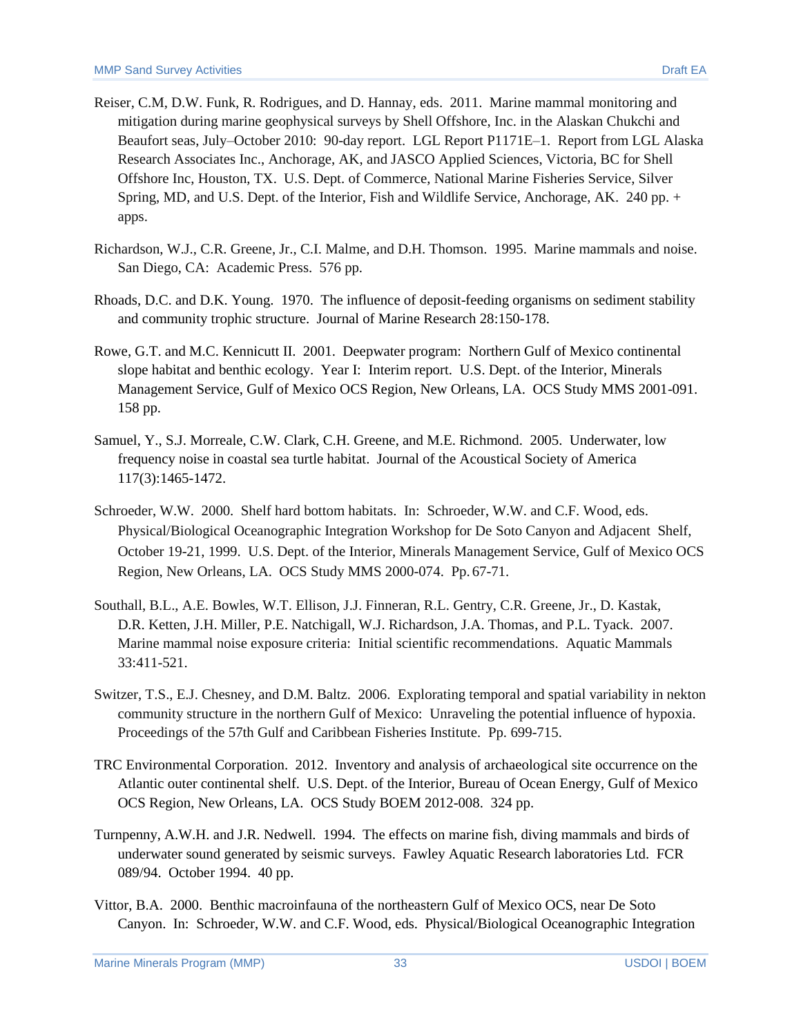Reiser, C.M, D.W. Funk, R. Rodrigues, and D. Hannay, eds. 2011. Marine mammal monitoring and mitigation during marine geophysical surveys by Shell Offshore, Inc. in the Alaskan Chukchi and Beaufort seas, July–October 2010: 90-day report. LGL Report P1171E–1. Report from LGL Alaska Research Associates Inc., Anchorage, AK, and JASCO Applied Sciences, Victoria, BC for Shell Offshore Inc, Houston, TX. U.S. Dept. of Commerce, National Marine Fisheries Service, Silver Spring, MD, and U.S. Dept. of the Interior, Fish and Wildlife Service, Anchorage, AK. 240 pp. + apps.

Richardson, W.J., C.R. Greene, Jr., C.I. Malme, and D.H. Thomson. 1995. Marine mammals and noise. San Diego, CA: Academic Press. 576 pp.

Rhoads, D.C. and D.K. Young. 1970. The influence of deposit-feeding organisms on sediment stability and community trophic structure. Journal of Marine Research 28:150-178.

Rowe, G.T. and M.C. Kennicutt II. 2001. Deepwater program: Northern Gulf of Mexico continental slope habitat and benthic ecology. Year I: Interim report. U.S. Dept. of the Interior, Minerals Management Service, Gulf of Mexico OCS Region, New Orleans, LA. OCS Study MMS 2001-091. 158 pp.

Samuel, Y., S.J. Morreale, C.W. Clark, C.H. Greene, and M.E. Richmond. 2005. Underwater, low frequency noise in coastal sea turtle habitat. Journal of the Acoustical Society of America 117(3):1465-1472.

Schroeder, W.W. 2000. Shelf hard bottom habitats. In: Schroeder, W.W. and C.F. Wood, eds. Physical/Biological Oceanographic Integration Workshop for De Soto Canyon and Adjacent Shelf, October 19-21, 1999. U.S. Dept. of the Interior, Minerals Management Service, Gulf of Mexico OCS Region, New Orleans, LA. OCS Study MMS 2000-074. Pp. 67-71.

Southall, B.L., A.E. Bowles, W.T. Ellison, J.J. Finneran, R.L. Gentry, C.R. Greene, Jr., D. Kastak, D.R. Ketten, J.H. Miller, P.E. Natchigall, W.J. Richardson, J.A. Thomas, and P.L. Tyack. 2007. Marine mammal noise exposure criteria: Initial scientific recommendations. Aquatic Mammals 33:411-521.

Switzer, T.S., E.J. Chesney, and D.M. Baltz. 2006. Explorating temporal and spatial variability in nekton community structure in the northern Gulf of Mexico: Unraveling the potential influence of hypoxia. Proceedings of the 57th Gulf and Caribbean Fisheries Institute. Pp. 699-715.

TRC Environmental Corporation. 2012. Inventory and analysis of archaeological site occurrence on the Atlantic outer continental shelf. U.S. Dept. of the Interior, Bureau of Ocean Energy, Gulf of Mexico OCS Region, New Orleans, LA. OCS Study BOEM 2012-008. 324 pp.

Turnpenny, A.W.H. and J.R. Nedwell. 1994. The effects on marine fish, diving mammals and birds of underwater sound generated by seismic surveys. Fawley Aquatic Research laboratories Ltd. FCR 089/94. October 1994. 40 pp.

Vittor, B.A. 2000. Benthic macroinfauna of the northeastern Gulf of Mexico OCS, near De Soto Canyon. In: Schroeder, W.W. and C.F. Wood, eds. Physical/Biological Oceanographic Integration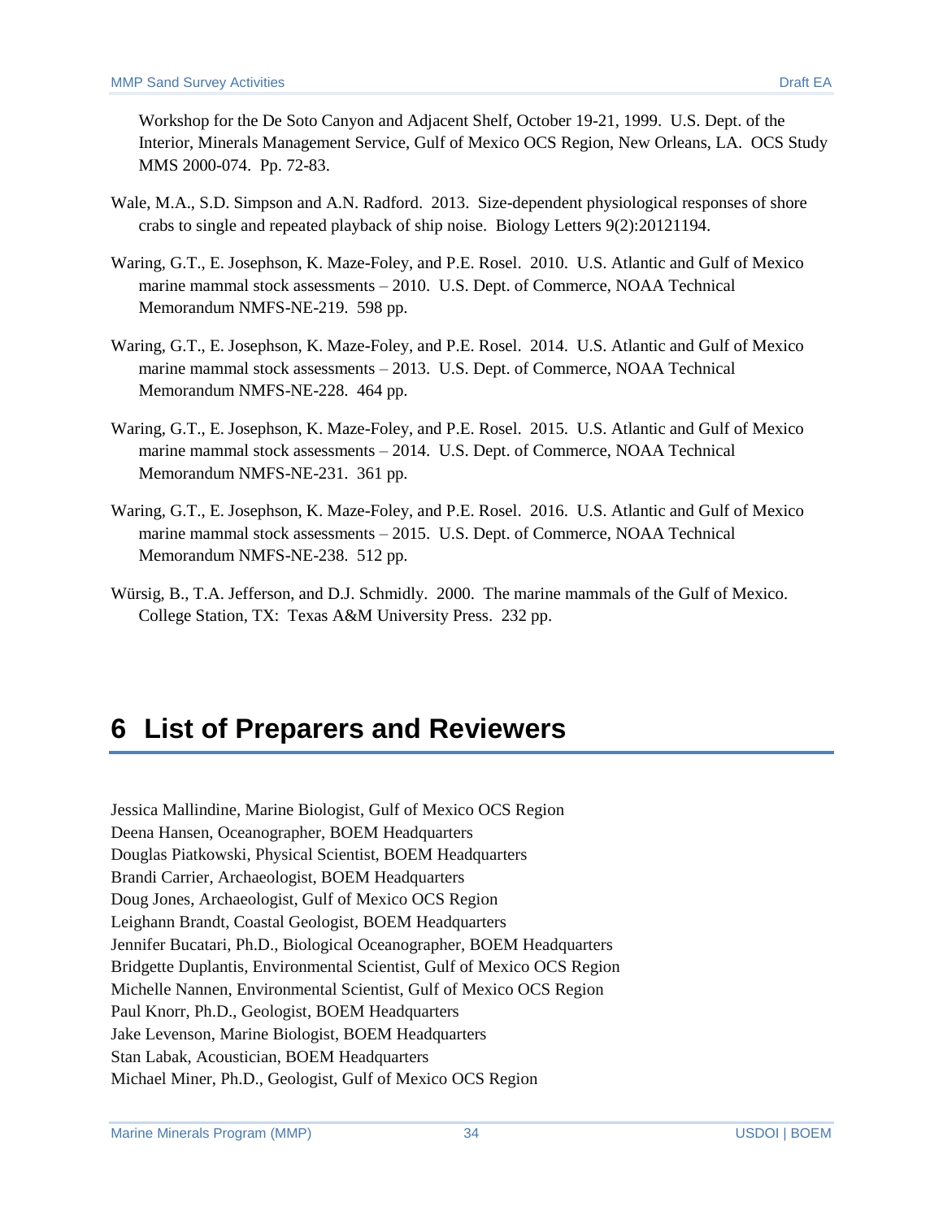Workshop for the De Soto Canyon and Adjacent Shelf, October 19-21, 1999. U.S. Dept. of the Interior, Minerals Management Service, Gulf of Mexico OCS Region, New Orleans, LA. OCS Study MMS 2000-074. Pp. 72-83.

Wale, M.A., S.D. Simpson and A.N. Radford. 2013. Size-dependent physiological responses of shore crabs to single and repeated playback of ship noise. Biology Letters 9(2):20121194.

Waring, G.T., E. Josephson, K. Maze-Foley, and P.E. Rosel. 2010. U.S. Atlantic and Gulf of Mexico marine mammal stock assessments – 2010. U.S. Dept. of Commerce, NOAA Technical Memorandum NMFS-NE-219. 598 pp.

Waring, G.T., E. Josephson, K. Maze-Foley, and P.E. Rosel. 2014. U.S. Atlantic and Gulf of Mexico marine mammal stock assessments – 2013. U.S. Dept. of Commerce, NOAA Technical Memorandum NMFS-NE-228. 464 pp.

Waring, G.T., E. Josephson, K. Maze-Foley, and P.E. Rosel. 2015. U.S. Atlantic and Gulf of Mexico marine mammal stock assessments – 2014. U.S. Dept. of Commerce, NOAA Technical Memorandum NMFS-NE-231. 361 pp.

Waring, G.T., E. Josephson, K. Maze-Foley, and P.E. Rosel. 2016. U.S. Atlantic and Gulf of Mexico marine mammal stock assessments – 2015. U.S. Dept. of Commerce, NOAA Technical Memorandum NMFS-NE-238. 512 pp.

Würsig, B., T.A. Jefferson, and D.J. Schmidly. 2000. The marine mammals of the Gulf of Mexico. College Station, TX: Texas A&M University Press. 232 pp.

# 6 List of Preparers and Reviewers

Jessica Mallindine, Marine Biologist, Gulf of Mexico OCS Region
Deena Hansen, Oceanographer, BOEM Headquarters
Douglas Piatkowski, Physical Scientist, BOEM Headquarters
Brandi Carrier, Archaeologist, BOEM Headquarters
Doug Jones, Archaeologist, Gulf of Mexico OCS Region
Leighann Brandt, Coastal Geologist, BOEM Headquarters
Jennifer Bucatari, Ph.D., Biological Oceanographer, BOEM Headquarters
Bridgette Duplantis, Environmental Scientist, Gulf of Mexico OCS Region
Michelle Nannen, Environmental Scientist, Gulf of Mexico OCS Region
Paul Knorr, Ph.D., Geologist, BOEM Headquarters
Jake Levenson, Marine Biologist, BOEM Headquarters
Stan Labak, Acoustician, BOEM Headquarters
Michael Miner, Ph.D., Geologist, Gulf of Mexico OCS Region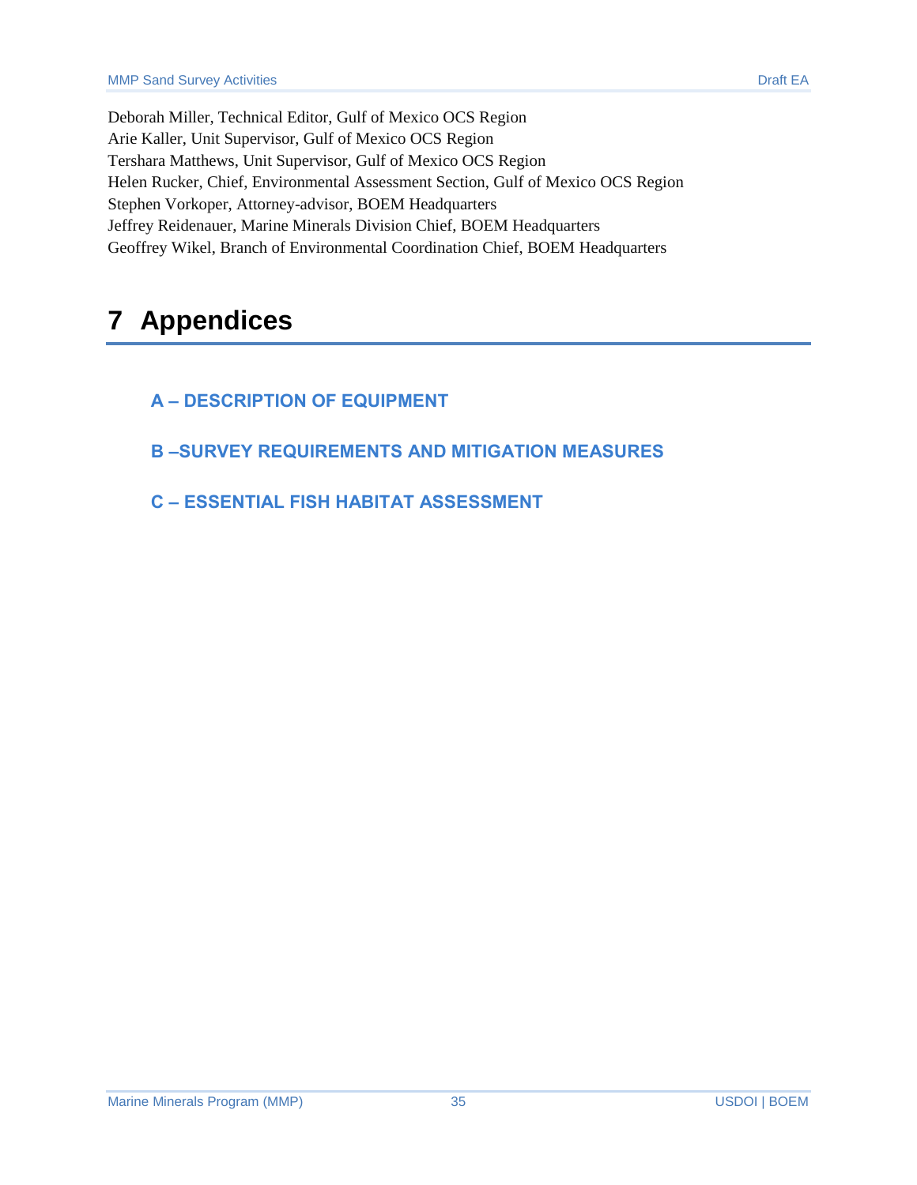Deborah Miller, Technical Editor, Gulf of Mexico OCS Region
Arie Kaller, Unit Supervisor, Gulf of Mexico OCS Region
Tershara Matthews, Unit Supervisor, Gulf of Mexico OCS Region
Helen Rucker, Chief, Environmental Assessment Section, Gulf of Mexico OCS Region
Stephen Vorkoper, Attorney-advisor, BOEM Headquarters
Jeffrey Reidenauer, Marine Minerals Division Chief, BOEM Headquarters
Geoffrey Wikel, Branch of Environmental Coordination Chief, BOEM Headquarters

# 7 Appendices

### A – DESCRIPTION OF EQUIPMENT

### B –SURVEY REQUIREMENTS AND MITIGATION MEASURES

### C – ESSENTIAL FISH HABITAT ASSESSMENT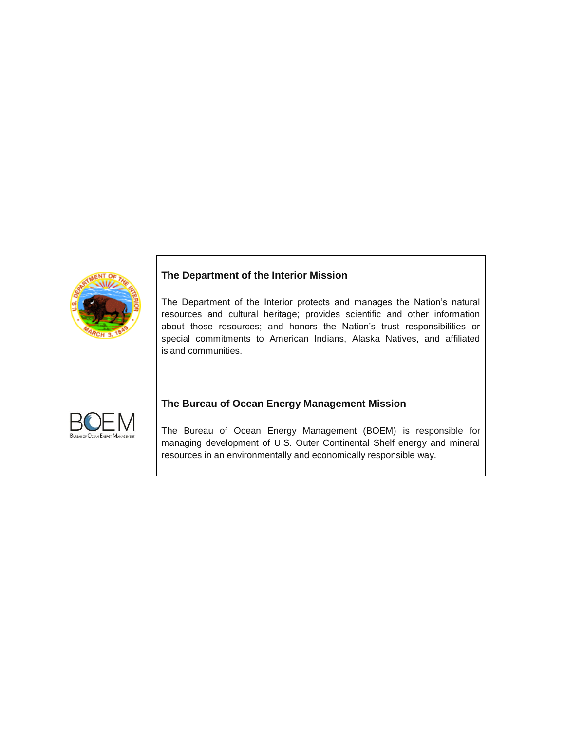## The Department of the Interior Mission

The Department of the Interior protects and manages the Nation's natural resources and cultural heritage; provides scientific and other information about those resources; and honors the Nation's trust responsibilities or special commitments to American Indians, Alaska Natives, and affiliated island communities.

## The Bureau of Ocean Energy Management Mission

The Bureau of Ocean Energy Management (BOEM) is responsible for managing development of U.S. Outer Continental Shelf energy and mineral resources in an environmentally and economically responsible way.